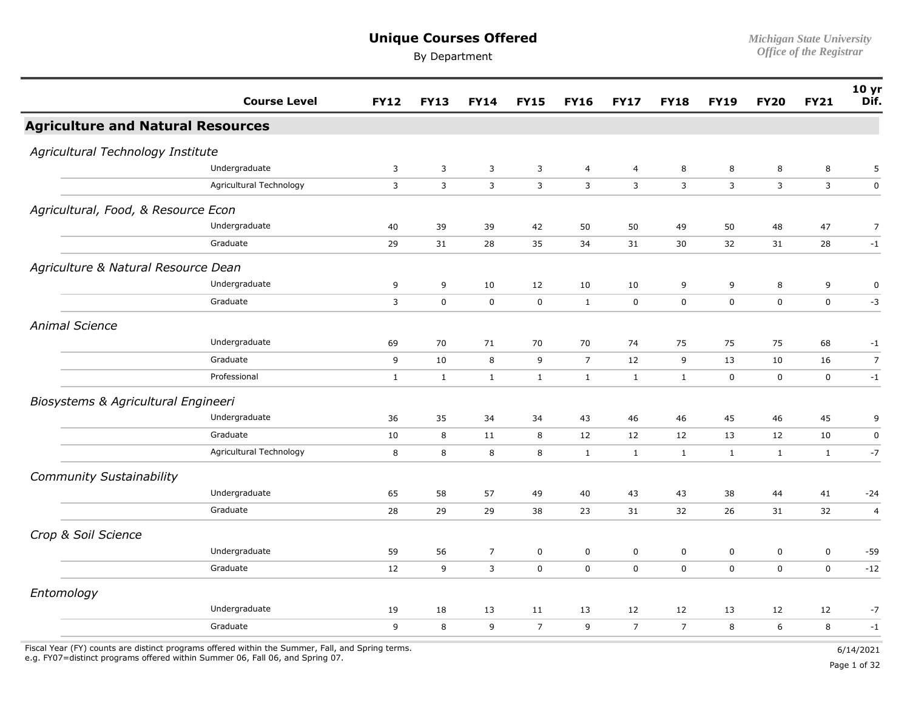# Unique Courses Offered

By Department

Michigan State University
Office of the Registrar

| Course Level | FY12 | FY13 | FY14 | FY15 | FY16 | FY17 | FY18 | FY19 | FY20 | FY21 | 10 yr Dif. |
|---|---|---|---|---|---|---|---|---|---|---|---|
| **Agriculture and Natural Resources** | | | | | | | | | | | |
| *Agricultural Technology Institute* | | | | | | | | | | | |
| Undergraduate | 3 | 3 | 3 | 3 | 4 | 4 | 8 | 8 | 8 | 8 | 5 |
| Agricultural Technology | 3 | 3 | 3 | 3 | 3 | 3 | 3 | 3 | 3 | 3 | 0 |
| *Agricultural, Food, & Resource Econ* | | | | | | | | | | | |
| Undergraduate | 40 | 39 | 39 | 42 | 50 | 50 | 49 | 50 | 48 | 47 | 7 |
| Graduate | 29 | 31 | 28 | 35 | 34 | 31 | 30 | 32 | 31 | 28 | -1 |
| *Agriculture & Natural Resource Dean* | | | | | | | | | | | |
| Undergraduate | 9 | 9 | 10 | 12 | 10 | 10 | 9 | 9 | 8 | 9 | 0 |
| Graduate | 3 | 0 | 0 | 0 | 1 | 0 | 0 | 0 | 0 | 0 | -3 |
| *Animal Science* | | | | | | | | | | | |
| Undergraduate | 69 | 70 | 71 | 70 | 70 | 74 | 75 | 75 | 75 | 68 | -1 |
| Graduate | 9 | 10 | 8 | 9 | 7 | 12 | 9 | 13 | 10 | 16 | 7 |
| Professional | 1 | 1 | 1 | 1 | 1 | 1 | 1 | 0 | 0 | 0 | -1 |
| *Biosystems & Agricultural Engineeri* | | | | | | | | | | | |
| Undergraduate | 36 | 35 | 34 | 34 | 43 | 46 | 46 | 45 | 46 | 45 | 9 |
| Graduate | 10 | 8 | 11 | 8 | 12 | 12 | 12 | 13 | 12 | 10 | 0 |
| Agricultural Technology | 8 | 8 | 8 | 8 | 1 | 1 | 1 | 1 | 1 | 1 | -7 |
| *Community Sustainability* | | | | | | | | | | | |
| Undergraduate | 65 | 58 | 57 | 49 | 40 | 43 | 43 | 38 | 44 | 41 | -24 |
| Graduate | 28 | 29 | 29 | 38 | 23 | 31 | 32 | 26 | 31 | 32 | 4 |
| *Crop & Soil Science* | | | | | | | | | | | |
| Undergraduate | 59 | 56 | 7 | 0 | 0 | 0 | 0 | 0 | 0 | 0 | -59 |
| Graduate | 12 | 9 | 3 | 0 | 0 | 0 | 0 | 0 | 0 | 0 | -12 |
| *Entomology* | | | | | | | | | | | |
| Undergraduate | 19 | 18 | 13 | 11 | 13 | 12 | 12 | 13 | 12 | 12 | -7 |
| Graduate | 9 | 8 | 9 | 7 | 9 | 7 | 7 | 8 | 6 | 8 | -1 |

Fiscal Year (FY) counts are distinct programs offered within the Summer, Fall, and Spring terms.
e.g. FY07=distinct programs offered within Summer 06, Fall 06, and Spring 07.

6/14/2021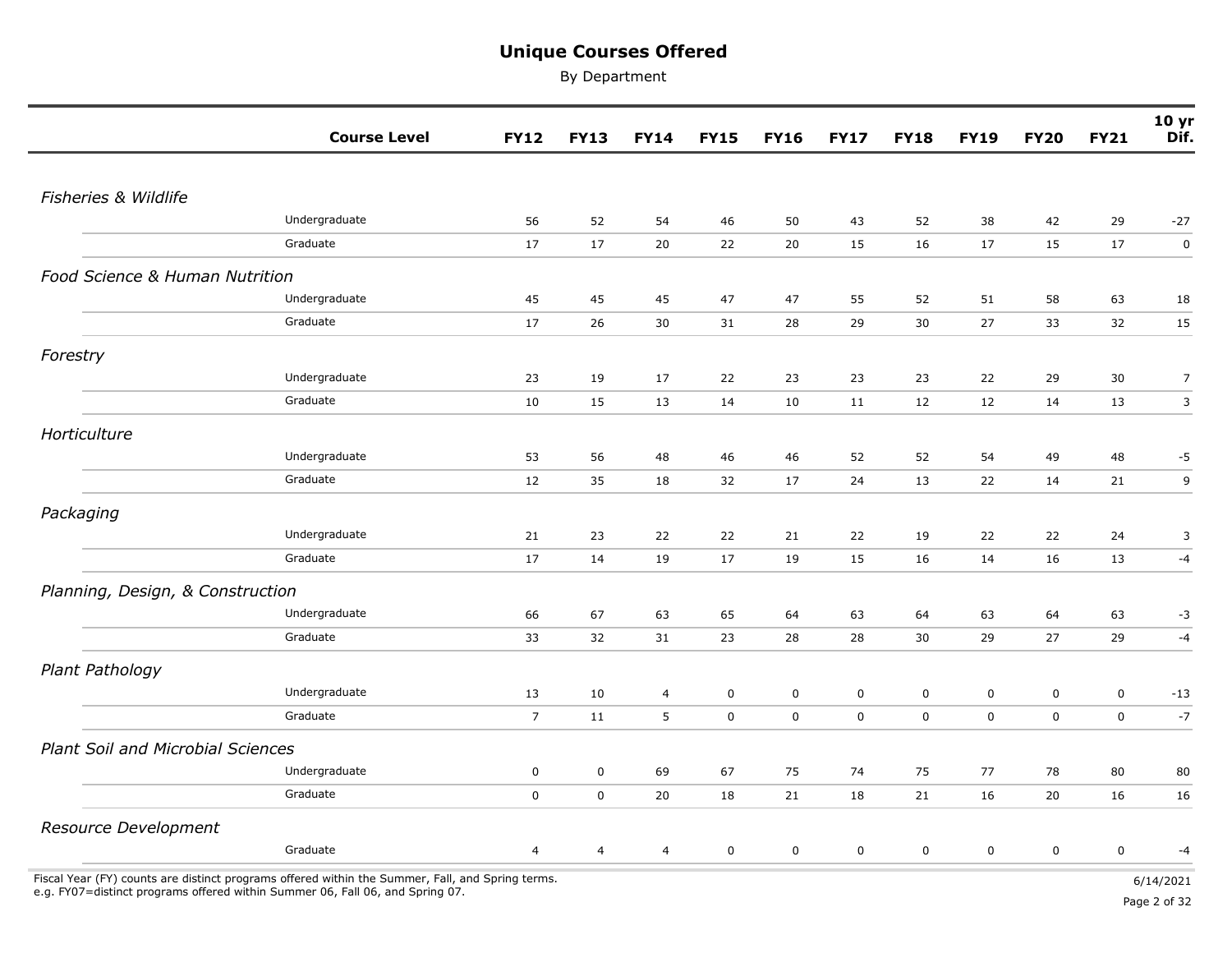# Unique Courses Offered

By Department

| | Course Level | FY12 | FY13 | FY14 | FY15 | FY16 | FY17 | FY18 | FY19 | FY20 | FY21 | 10 yr Dif. |
|---|---|---|---|---|---|---|---|---|---|---|---|---|
| *Fisheries & Wildlife* | | | | | | | | | | | | |
| | Undergraduate | 56 | 52 | 54 | 46 | 50 | 43 | 52 | 38 | 42 | 29 | -27 |
| | Graduate | 17 | 17 | 20 | 22 | 20 | 15 | 16 | 17 | 15 | 17 | 0 |
| *Food Science & Human Nutrition* | | | | | | | | | | | | |
| | Undergraduate | 45 | 45 | 45 | 47 | 47 | 55 | 52 | 51 | 58 | 63 | 18 |
| | Graduate | 17 | 26 | 30 | 31 | 28 | 29 | 30 | 27 | 33 | 32 | 15 |
| *Forestry* | | | | | | | | | | | | |
| | Undergraduate | 23 | 19 | 17 | 22 | 23 | 23 | 23 | 22 | 29 | 30 | 7 |
| | Graduate | 10 | 15 | 13 | 14 | 10 | 11 | 12 | 12 | 14 | 13 | 3 |
| *Horticulture* | | | | | | | | | | | | |
| | Undergraduate | 53 | 56 | 48 | 46 | 46 | 52 | 52 | 54 | 49 | 48 | -5 |
| | Graduate | 12 | 35 | 18 | 32 | 17 | 24 | 13 | 22 | 14 | 21 | 9 |
| *Packaging* | | | | | | | | | | | | |
| | Undergraduate | 21 | 23 | 22 | 22 | 21 | 22 | 19 | 22 | 22 | 24 | 3 |
| | Graduate | 17 | 14 | 19 | 17 | 19 | 15 | 16 | 14 | 16 | 13 | -4 |
| *Planning, Design, & Construction* | | | | | | | | | | | | |
| | Undergraduate | 66 | 67 | 63 | 65 | 64 | 63 | 64 | 63 | 64 | 63 | -3 |
| | Graduate | 33 | 32 | 31 | 23 | 28 | 28 | 30 | 29 | 27 | 29 | -4 |
| *Plant Pathology* | | | | | | | | | | | | |
| | Undergraduate | 13 | 10 | 4 | 0 | 0 | 0 | 0 | 0 | 0 | 0 | -13 |
| | Graduate | 7 | 11 | 5 | 0 | 0 | 0 | 0 | 0 | 0 | 0 | -7 |
| *Plant Soil and Microbial Sciences* | | | | | | | | | | | | |
| | Undergraduate | 0 | 0 | 69 | 67 | 75 | 74 | 75 | 77 | 78 | 80 | 80 |
| | Graduate | 0 | 0 | 20 | 18 | 21 | 18 | 21 | 16 | 20 | 16 | 16 |
| *Resource Development* | | | | | | | | | | | | |
| | Graduate | 4 | 4 | 4 | 0 | 0 | 0 | 0 | 0 | 0 | 0 | -4 |

Fiscal Year (FY) counts are distinct programs offered within the Summer, Fall, and Spring terms.
e.g. FY07=distinct programs offered within Summer 06, Fall 06, and Spring 07.

6/14/2021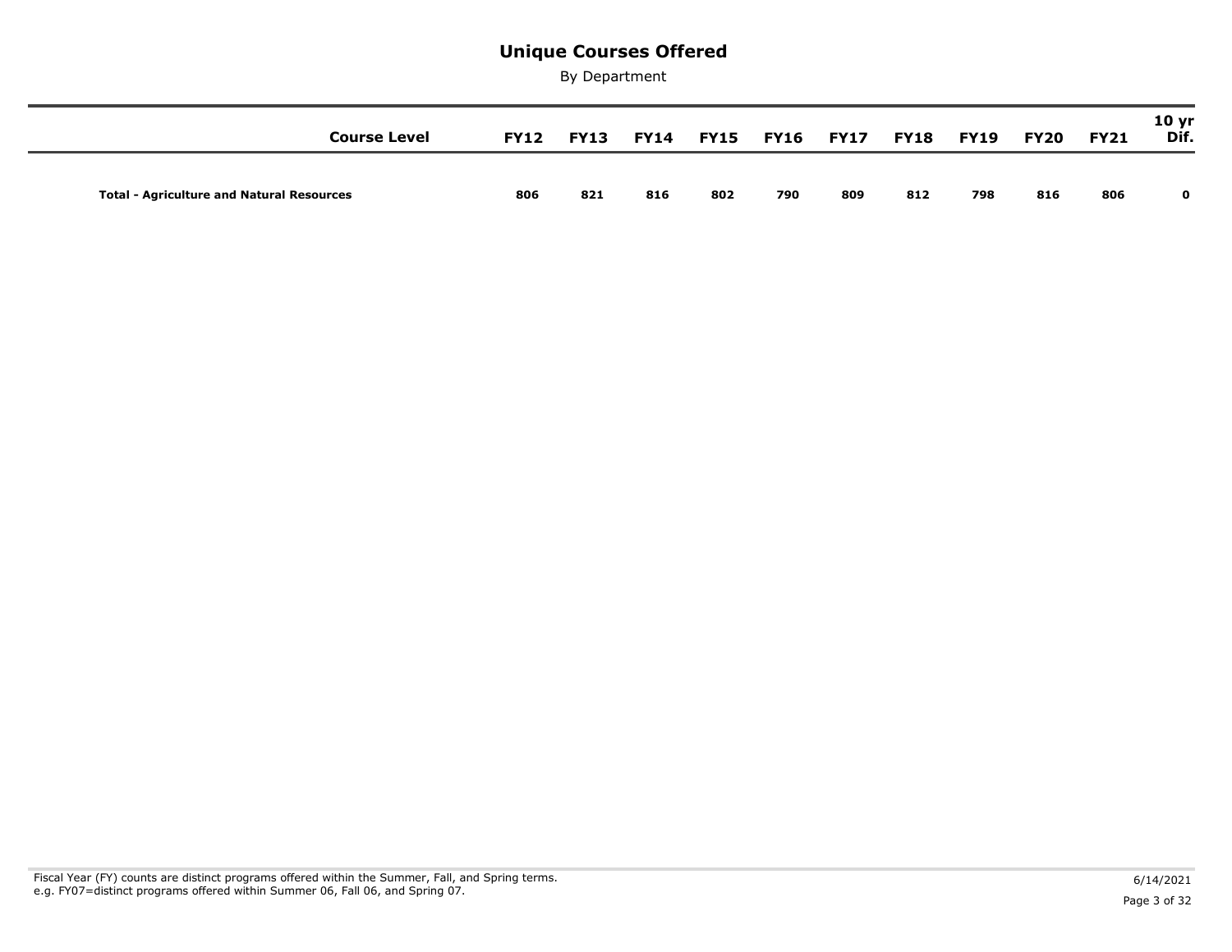# Unique Courses Offered

By Department

| Course Level | FY12 | FY13 | FY14 | FY15 | FY16 | FY17 | FY18 | FY19 | FY20 | FY21 | 10 yr Dif. |
|---|---|---|---|---|---|---|---|---|---|---|---|
| **Total - Agriculture and Natural Resources** | **806** | **821** | **816** | **802** | **790** | **809** | **812** | **798** | **816** | **806** | **0** |

Fiscal Year (FY) counts are distinct programs offered within the Summer, Fall, and Spring terms.
e.g. FY07=distinct programs offered within Summer 06, Fall 06, and Spring 07.

6/14/2021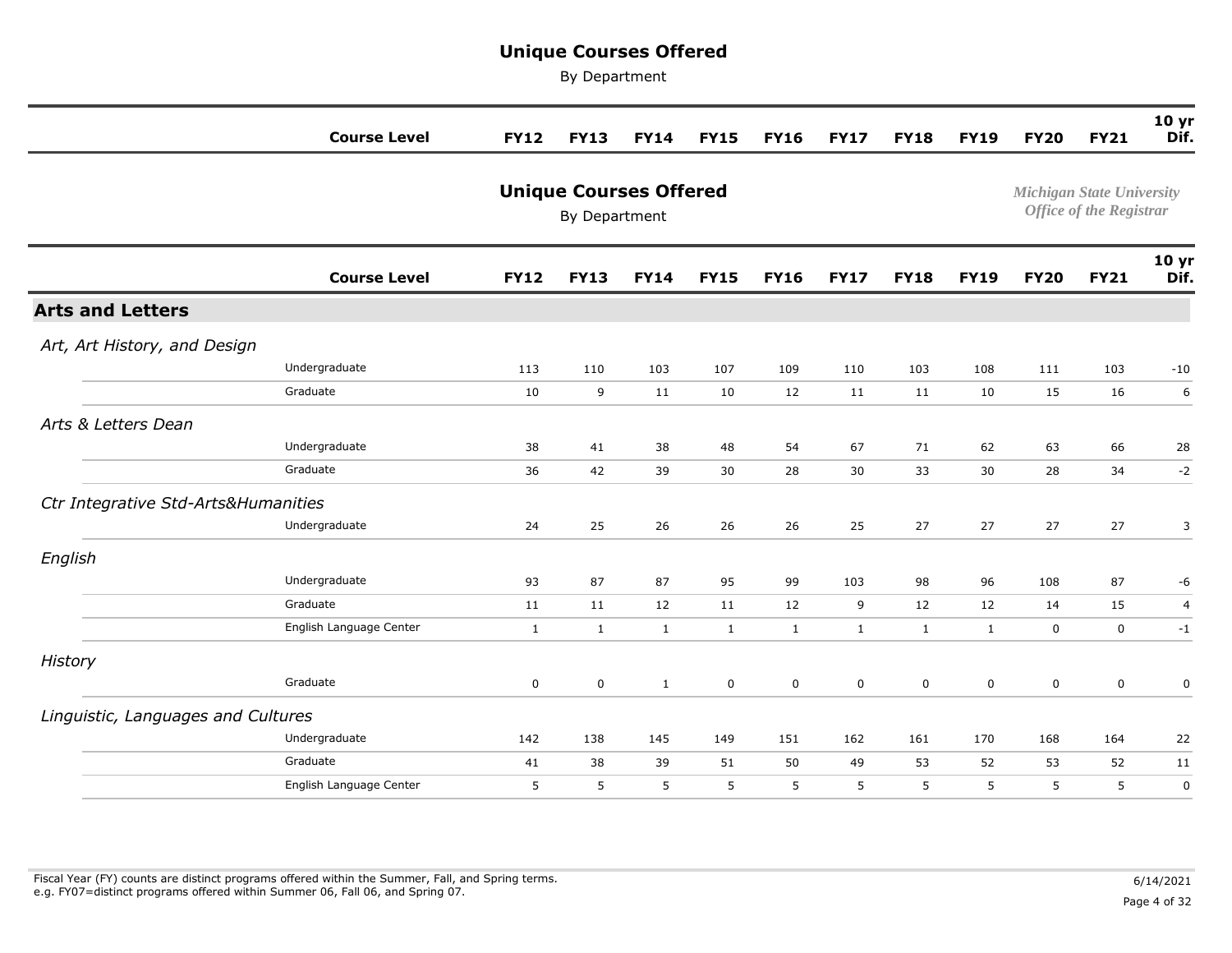# Unique Courses Offered

By Department

*Michigan State University*
*Office of the Registrar*

| | Course Level | FY12 | FY13 | FY14 | FY15 | FY16 | FY17 | FY18 | FY19 | FY20 | FY21 | 10 yr Dif. |
|---|---|---|---|---|---|---|---|---|---|---|---|---|
| **Arts and Letters** | | | | | | | | | | | | |
| *Art, Art History, and Design* | | | | | | | | | | | | |
| | Undergraduate | 113 | 110 | 103 | 107 | 109 | 110 | 103 | 108 | 111 | 103 | -10 |
| | Graduate | 10 | 9 | 11 | 10 | 12 | 11 | 11 | 10 | 15 | 16 | 6 |
| *Arts & Letters Dean* | | | | | | | | | | | | |
| | Undergraduate | 38 | 41 | 38 | 48 | 54 | 67 | 71 | 62 | 63 | 66 | 28 |
| | Graduate | 36 | 42 | 39 | 30 | 28 | 30 | 33 | 30 | 28 | 34 | -2 |
| *Ctr Integrative Std-Arts&Humanities* | | | | | | | | | | | | |
| | Undergraduate | 24 | 25 | 26 | 26 | 26 | 25 | 27 | 27 | 27 | 27 | 3 |
| *English* | | | | | | | | | | | | |
| | Undergraduate | 93 | 87 | 87 | 95 | 99 | 103 | 98 | 96 | 108 | 87 | -6 |
| | Graduate | 11 | 11 | 12 | 11 | 12 | 9 | 12 | 12 | 14 | 15 | 4 |
| | English Language Center | 1 | 1 | 1 | 1 | 1 | 1 | 1 | 1 | 0 | 0 | -1 |
| *History* | | | | | | | | | | | | |
| | Graduate | 0 | 0 | 1 | 0 | 0 | 0 | 0 | 0 | 0 | 0 | 0 |
| *Linguistic, Languages and Cultures* | | | | | | | | | | | | |
| | Undergraduate | 142 | 138 | 145 | 149 | 151 | 162 | 161 | 170 | 168 | 164 | 22 |
| | Graduate | 41 | 38 | 39 | 51 | 50 | 49 | 53 | 52 | 53 | 52 | 11 |
| | English Language Center | 5 | 5 | 5 | 5 | 5 | 5 | 5 | 5 | 5 | 5 | 0 |

Fiscal Year (FY) counts are distinct programs offered within the Summer, Fall, and Spring terms.
e.g. FY07=distinct programs offered within Summer 06, Fall 06, and Spring 07.

6/14/2021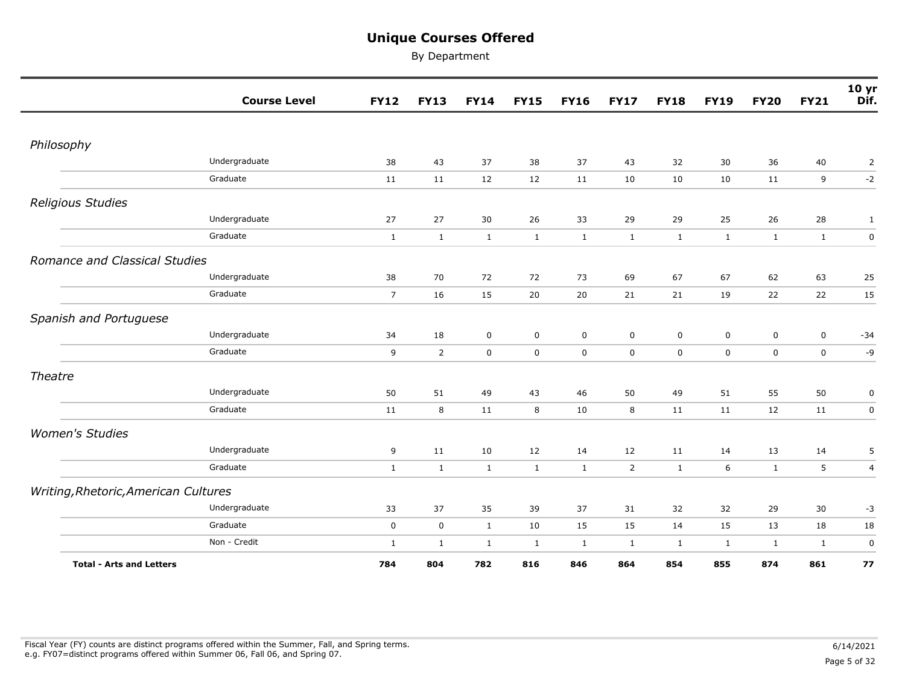# Unique Courses Offered

By Department

| | Course Level | FY12 | FY13 | FY14 | FY15 | FY16 | FY17 | FY18 | FY19 | FY20 | FY21 | 10 yr Dif. |
|---|---|---|---|---|---|---|---|---|---|---|---|---|
| *Philosophy* | | | | | | | | | | | | |
| | Undergraduate | 38 | 43 | 37 | 38 | 37 | 43 | 32 | 30 | 36 | 40 | 2 |
| | Graduate | 11 | 11 | 12 | 12 | 11 | 10 | 10 | 10 | 11 | 9 | -2 |
| *Religious Studies* | | | | | | | | | | | | |
| | Undergraduate | 27 | 27 | 30 | 26 | 33 | 29 | 29 | 25 | 26 | 28 | 1 |
| | Graduate | 1 | 1 | 1 | 1 | 1 | 1 | 1 | 1 | 1 | 1 | 0 |
| *Romance and Classical Studies* | | | | | | | | | | | | |
| | Undergraduate | 38 | 70 | 72 | 72 | 73 | 69 | 67 | 67 | 62 | 63 | 25 |
| | Graduate | 7 | 16 | 15 | 20 | 20 | 21 | 21 | 19 | 22 | 22 | 15 |
| *Spanish and Portuguese* | | | | | | | | | | | | |
| | Undergraduate | 34 | 18 | 0 | 0 | 0 | 0 | 0 | 0 | 0 | 0 | -34 |
| | Graduate | 9 | 2 | 0 | 0 | 0 | 0 | 0 | 0 | 0 | 0 | -9 |
| *Theatre* | | | | | | | | | | | | |
| | Undergraduate | 50 | 51 | 49 | 43 | 46 | 50 | 49 | 51 | 55 | 50 | 0 |
| | Graduate | 11 | 8 | 11 | 8 | 10 | 8 | 11 | 11 | 12 | 11 | 0 |
| *Women's Studies* | | | | | | | | | | | | |
| | Undergraduate | 9 | 11 | 10 | 12 | 14 | 12 | 11 | 14 | 13 | 14 | 5 |
| | Graduate | 1 | 1 | 1 | 1 | 1 | 2 | 1 | 6 | 1 | 5 | 4 |
| *Writing,Rhetoric,American Cultures* | | | | | | | | | | | | |
| | Undergraduate | 33 | 37 | 35 | 39 | 37 | 31 | 32 | 32 | 29 | 30 | -3 |
| | Graduate | 0 | 0 | 1 | 10 | 15 | 15 | 14 | 15 | 13 | 18 | 18 |
| | Non - Credit | 1 | 1 | 1 | 1 | 1 | 1 | 1 | 1 | 1 | 1 | 0 |
| **Total - Arts and Letters** | | **784** | **804** | **782** | **816** | **846** | **864** | **854** | **855** | **874** | **861** | **77** |

Fiscal Year (FY) counts are distinct programs offered within the Summer, Fall, and Spring terms.
e.g. FY07=distinct programs offered within Summer 06, Fall 06, and Spring 07.

6/14/2021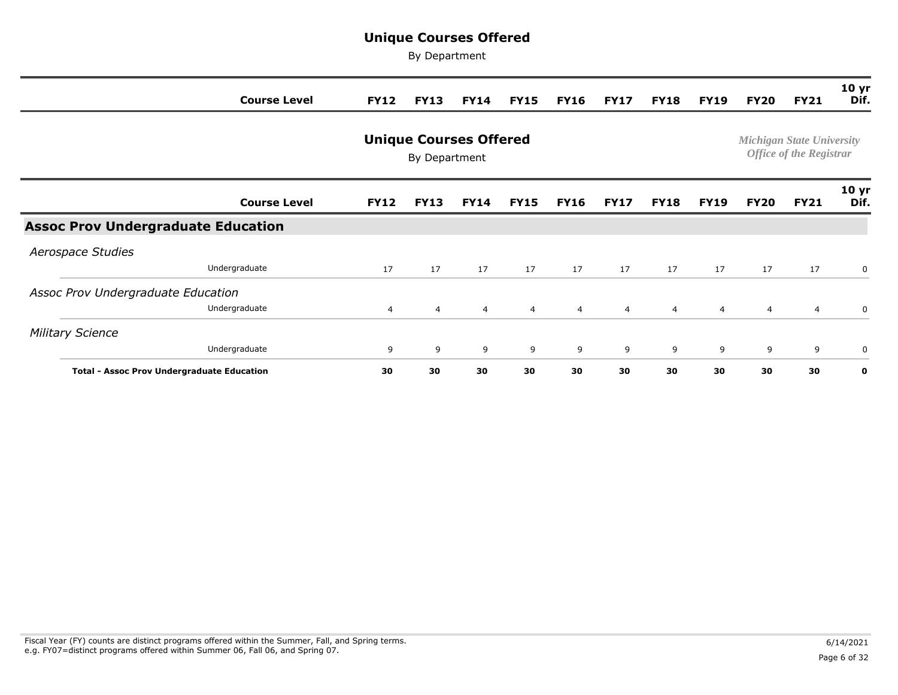# Unique Courses Offered

By Department

*Michigan State University*
*Office of the Registrar*

## Assoc Prov Undergraduate Education

| | Course Level | FY12 | FY13 | FY14 | FY15 | FY16 | FY17 | FY18 | FY19 | FY20 | FY21 | 10 yr Dif. |
|---|---|---|---|---|---|---|---|---|---|---|---|---|
| *Aerospace Studies* | | | | | | | | | | | | |
| | Undergraduate | 17 | 17 | 17 | 17 | 17 | 17 | 17 | 17 | 17 | 17 | 0 |
| *Assoc Prov Undergraduate Education* | | | | | | | | | | | | |
| | Undergraduate | 4 | 4 | 4 | 4 | 4 | 4 | 4 | 4 | 4 | 4 | 0 |
| *Military Science* | | | | | | | | | | | | |
| | Undergraduate | 9 | 9 | 9 | 9 | 9 | 9 | 9 | 9 | 9 | 9 | 0 |
| **Total - Assoc Prov Undergraduate Education** | | **30** | **30** | **30** | **30** | **30** | **30** | **30** | **30** | **30** | **30** | **0** |

Fiscal Year (FY) counts are distinct programs offered within the Summer, Fall, and Spring terms.
e.g. FY07=distinct programs offered within Summer 06, Fall 06, and Spring 07.

6/14/2021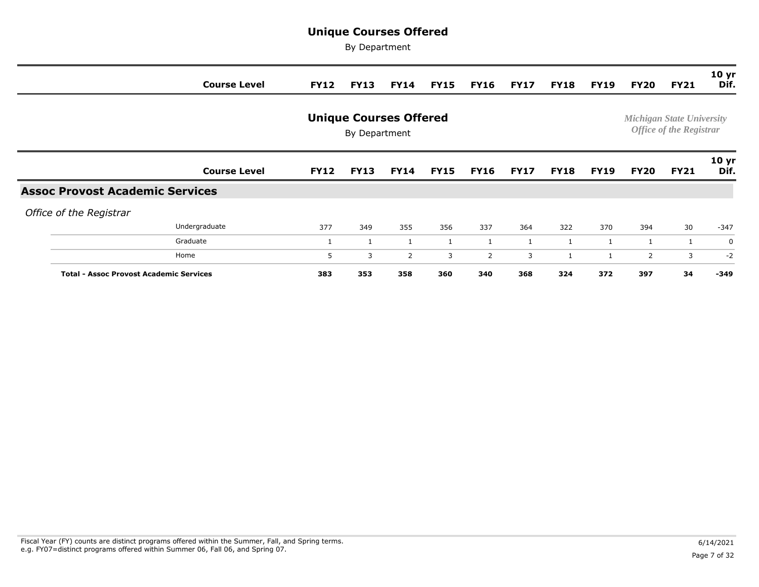# Unique Courses Offered

By Department

*Michigan State University*
*Office of the Registrar*

## Assoc Provost Academic Services

| Course Level | FY12 | FY13 | FY14 | FY15 | FY16 | FY17 | FY18 | FY19 | FY20 | FY21 | 10 yr Dif. |
|---|---|---|---|---|---|---|---|---|---|---|---|
| ***Office of the Registrar*** | | | | | | | | | | | |
| Undergraduate | 377 | 349 | 355 | 356 | 337 | 364 | 322 | 370 | 394 | 30 | -347 |
| Graduate | 1 | 1 | 1 | 1 | 1 | 1 | 1 | 1 | 1 | 1 | 0 |
| Home | 5 | 3 | 2 | 3 | 2 | 3 | 1 | 1 | 2 | 3 | -2 |
| **Total - Assoc Provost Academic Services** | **383** | **353** | **358** | **360** | **340** | **368** | **324** | **372** | **397** | **34** | **-349** |

Fiscal Year (FY) counts are distinct programs offered within the Summer, Fall, and Spring terms.
e.g. FY07=distinct programs offered within Summer 06, Fall 06, and Spring 07.

6/14/2021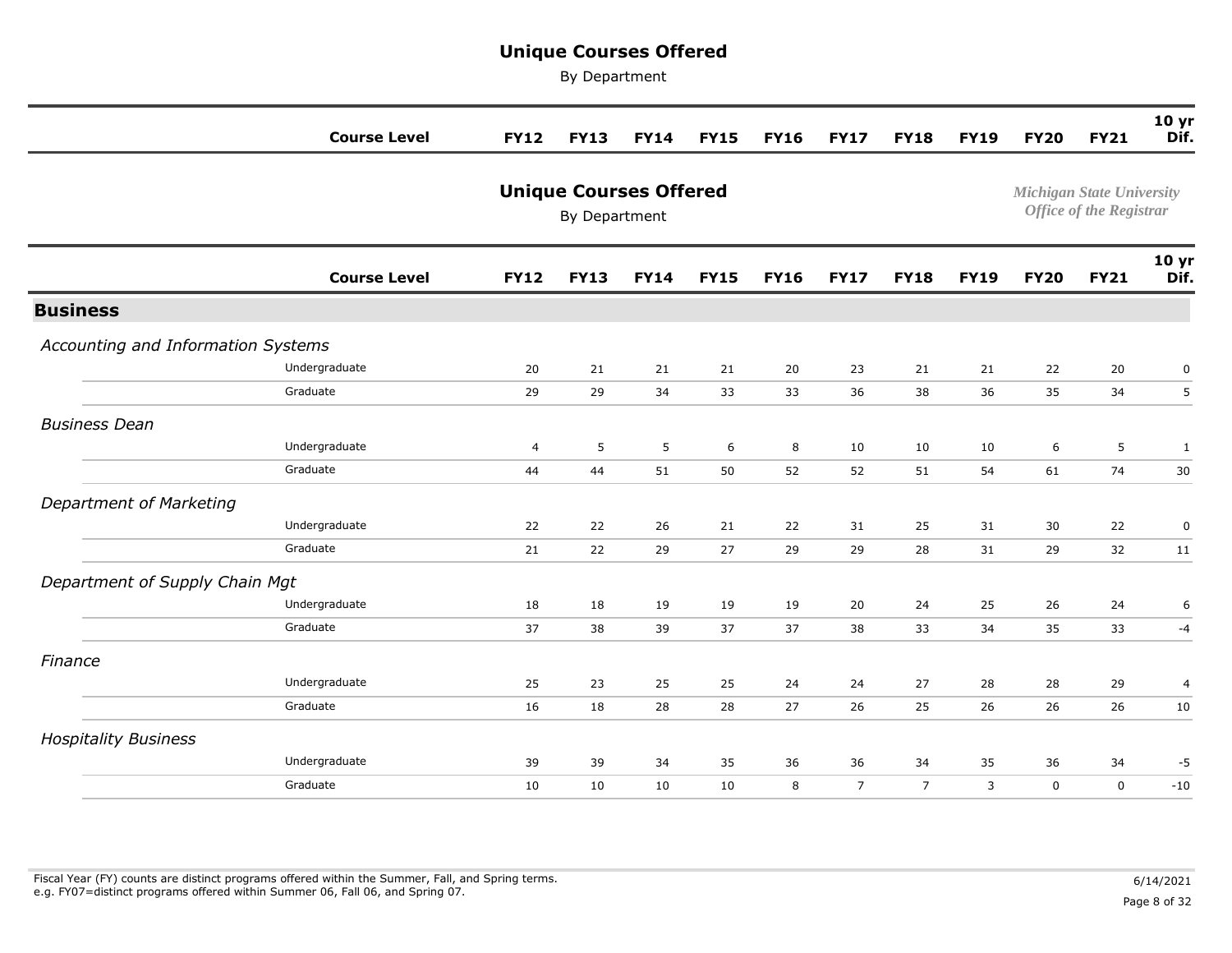# Unique Courses Offered

By Department

*Michigan State University*
*Office of the Registrar*

| | Course Level | FY12 | FY13 | FY14 | FY15 | FY16 | FY17 | FY18 | FY19 | FY20 | FY21 | 10 yr Dif. |
|---|---|---|---|---|---|---|---|---|---|---|---|---|
| **Business** | | | | | | | | | | | | |
| *Accounting and Information Systems* | | | | | | | | | | | | |
| | Undergraduate | 20 | 21 | 21 | 21 | 20 | 23 | 21 | 21 | 22 | 20 | 0 |
| | Graduate | 29 | 29 | 34 | 33 | 33 | 36 | 38 | 36 | 35 | 34 | 5 |
| *Business Dean* | | | | | | | | | | | | |
| | Undergraduate | 4 | 5 | 5 | 6 | 8 | 10 | 10 | 10 | 6 | 5 | 1 |
| | Graduate | 44 | 44 | 51 | 50 | 52 | 52 | 51 | 54 | 61 | 74 | 30 |
| *Department of Marketing* | | | | | | | | | | | | |
| | Undergraduate | 22 | 22 | 26 | 21 | 22 | 31 | 25 | 31 | 30 | 22 | 0 |
| | Graduate | 21 | 22 | 29 | 27 | 29 | 29 | 28 | 31 | 29 | 32 | 11 |
| *Department of Supply Chain Mgt* | | | | | | | | | | | | |
| | Undergraduate | 18 | 18 | 19 | 19 | 19 | 20 | 24 | 25 | 26 | 24 | 6 |
| | Graduate | 37 | 38 | 39 | 37 | 37 | 38 | 33 | 34 | 35 | 33 | -4 |
| *Finance* | | | | | | | | | | | | |
| | Undergraduate | 25 | 23 | 25 | 25 | 24 | 24 | 27 | 28 | 28 | 29 | 4 |
| | Graduate | 16 | 18 | 28 | 28 | 27 | 26 | 25 | 26 | 26 | 26 | 10 |
| *Hospitality Business* | | | | | | | | | | | | |
| | Undergraduate | 39 | 39 | 34 | 35 | 36 | 36 | 34 | 35 | 36 | 34 | -5 |
| | Graduate | 10 | 10 | 10 | 10 | 8 | 7 | 7 | 3 | 0 | 0 | -10 |

Fiscal Year (FY) counts are distinct programs offered within the Summer, Fall, and Spring terms.
e.g. FY07=distinct programs offered within Summer 06, Fall 06, and Spring 07.

6/14/2021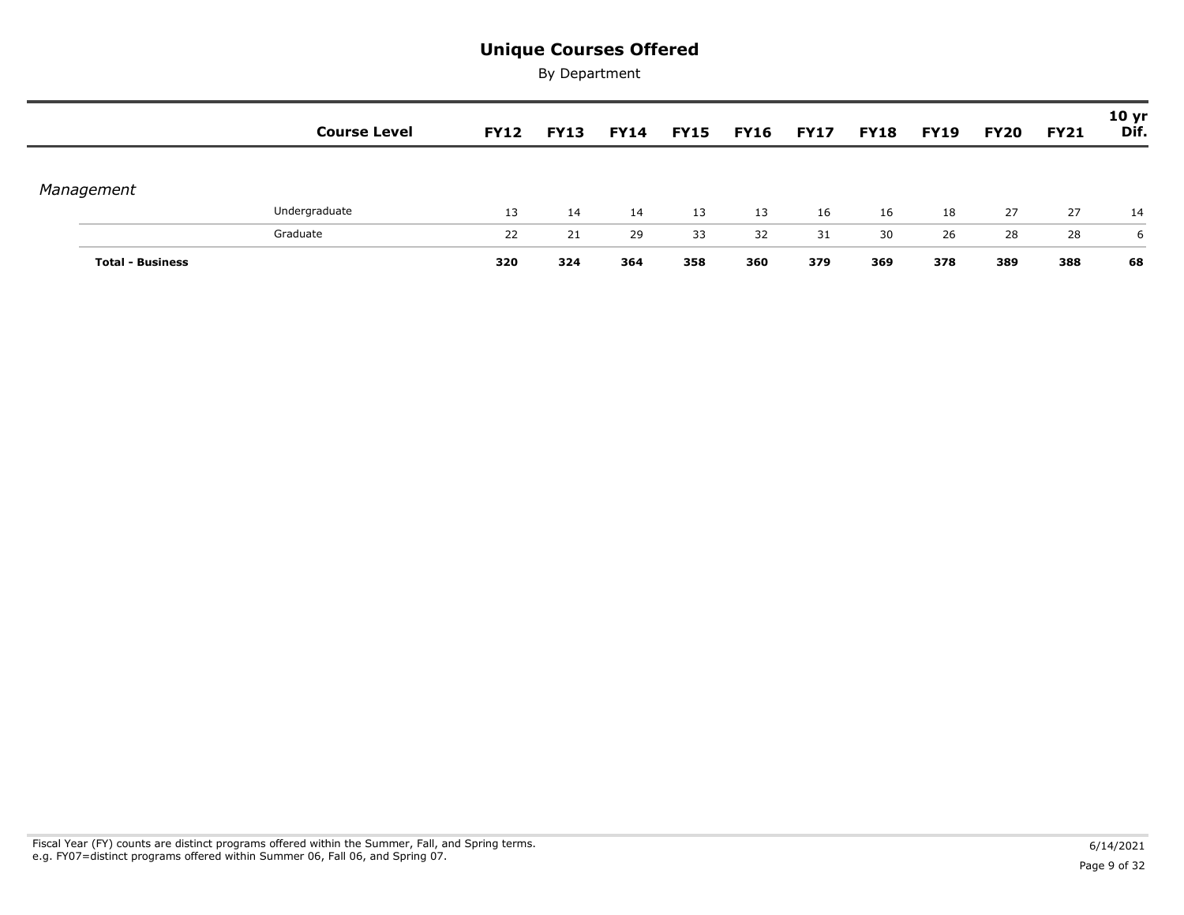# Unique Courses Offered

By Department

| | Course Level | FY12 | FY13 | FY14 | FY15 | FY16 | FY17 | FY18 | FY19 | FY20 | FY21 | 10 yr Dif. |
|---|---|---|---|---|---|---|---|---|---|---|---|---|
| *Management* | | | | | | | | | | | | |
| | Undergraduate | 13 | 14 | 14 | 13 | 13 | 16 | 16 | 18 | 27 | 27 | 14 |
| | Graduate | 22 | 21 | 29 | 33 | 32 | 31 | 30 | 26 | 28 | 28 | 6 |
| **Total - Business** | | **320** | **324** | **364** | **358** | **360** | **379** | **369** | **378** | **389** | **388** | **68** |

Fiscal Year (FY) counts are distinct programs offered within the Summer, Fall, and Spring terms.
e.g. FY07=distinct programs offered within Summer 06, Fall 06, and Spring 07.

6/14/2021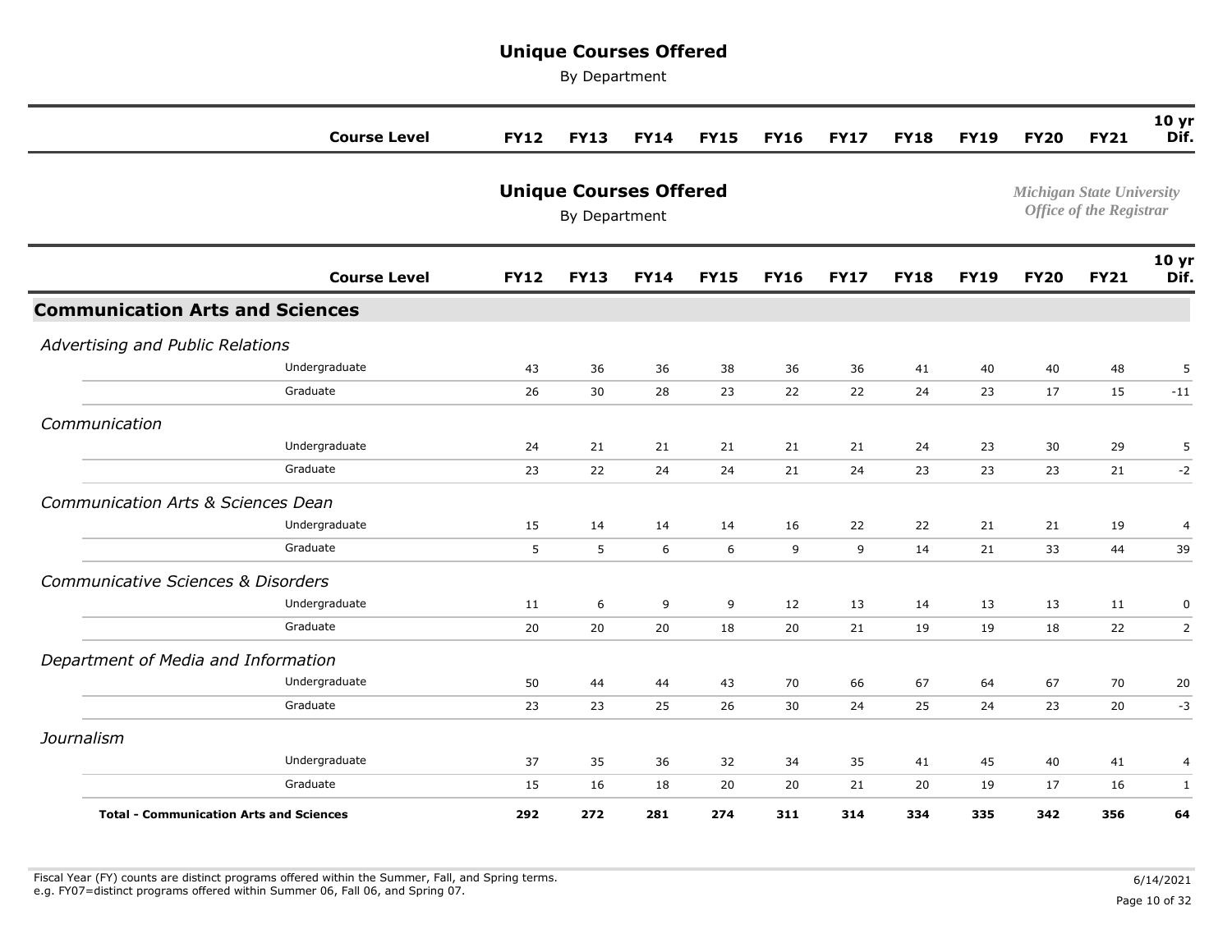# Unique Courses Offered

By Department

*Michigan State University*
*Office of the Registrar*

| | Course Level | FY12 | FY13 | FY14 | FY15 | FY16 | FY17 | FY18 | FY19 | FY20 | FY21 | 10 yr Dif. |
|---|---|---|---|---|---|---|---|---|---|---|---|---|
| **Communication Arts and Sciences** | | | | | | | | | | | | |
| *Advertising and Public Relations* | | | | | | | | | | | | |
| | Undergraduate | 43 | 36 | 36 | 38 | 36 | 36 | 41 | 40 | 40 | 48 | 5 |
| | Graduate | 26 | 30 | 28 | 23 | 22 | 22 | 24 | 23 | 17 | 15 | -11 |
| *Communication* | | | | | | | | | | | | |
| | Undergraduate | 24 | 21 | 21 | 21 | 21 | 21 | 24 | 23 | 30 | 29 | 5 |
| | Graduate | 23 | 22 | 24 | 24 | 21 | 24 | 23 | 23 | 23 | 21 | -2 |
| *Communication Arts & Sciences Dean* | | | | | | | | | | | | |
| | Undergraduate | 15 | 14 | 14 | 14 | 16 | 22 | 22 | 21 | 21 | 19 | 4 |
| | Graduate | 5 | 5 | 6 | 6 | 9 | 9 | 14 | 21 | 33 | 44 | 39 |
| *Communicative Sciences & Disorders* | | | | | | | | | | | | |
| | Undergraduate | 11 | 6 | 9 | 9 | 12 | 13 | 14 | 13 | 13 | 11 | 0 |
| | Graduate | 20 | 20 | 20 | 18 | 20 | 21 | 19 | 19 | 18 | 22 | 2 |
| *Department of Media and Information* | | | | | | | | | | | | |
| | Undergraduate | 50 | 44 | 44 | 43 | 70 | 66 | 67 | 64 | 67 | 70 | 20 |
| | Graduate | 23 | 23 | 25 | 26 | 30 | 24 | 25 | 24 | 23 | 20 | -3 |
| *Journalism* | | | | | | | | | | | | |
| | Undergraduate | 37 | 35 | 36 | 32 | 34 | 35 | 41 | 45 | 40 | 41 | 4 |
| | Graduate | 15 | 16 | 18 | 20 | 20 | 21 | 20 | 19 | 17 | 16 | 1 |
| **Total - Communication Arts and Sciences** | | **292** | **272** | **281** | **274** | **311** | **314** | **334** | **335** | **342** | **356** | **64** |

Fiscal Year (FY) counts are distinct programs offered within the Summer, Fall, and Spring terms.
e.g. FY07=distinct programs offered within Summer 06, Fall 06, and Spring 07.

6/14/2021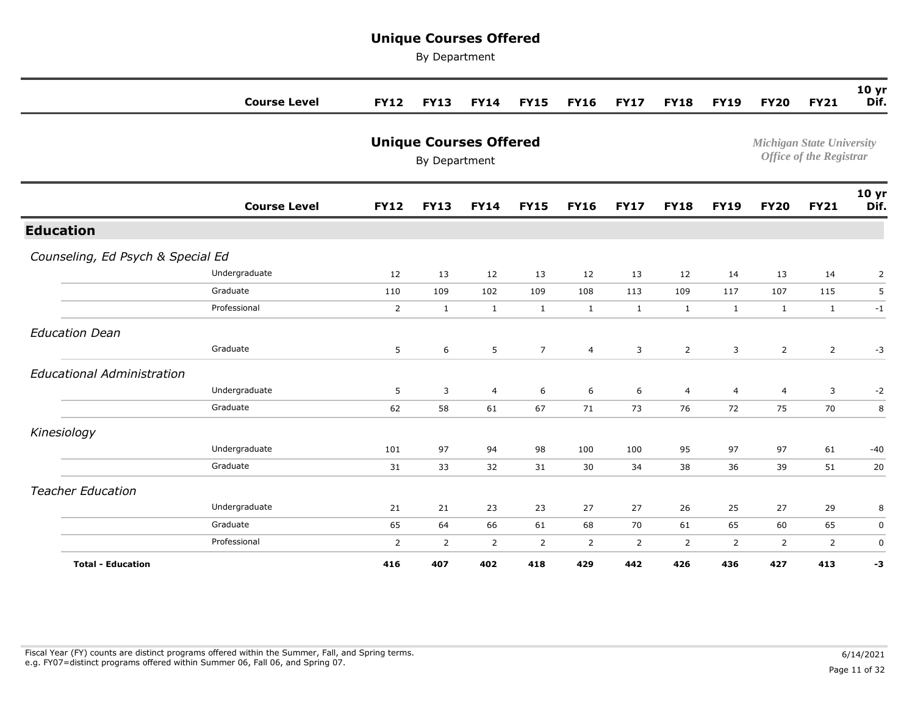# Unique Courses Offered

By Department

Michigan State University
Office of the Registrar

| | Course Level | FY12 | FY13 | FY14 | FY15 | FY16 | FY17 | FY18 | FY19 | FY20 | FY21 | 10 yr Dif. |
|---|---|---|---|---|---|---|---|---|---|---|---|---|
| **Education** | | | | | | | | | | | | |
| *Counseling, Ed Psych & Special Ed* | | | | | | | | | | | | |
| | Undergraduate | 12 | 13 | 12 | 13 | 12 | 13 | 12 | 14 | 13 | 14 | 2 |
| | Graduate | 110 | 109 | 102 | 109 | 108 | 113 | 109 | 117 | 107 | 115 | 5 |
| | Professional | 2 | 1 | 1 | 1 | 1 | 1 | 1 | 1 | 1 | 1 | -1 |
| *Education Dean* | | | | | | | | | | | | |
| | Graduate | 5 | 6 | 5 | 7 | 4 | 3 | 2 | 3 | 2 | 2 | -3 |
| *Educational Administration* | | | | | | | | | | | | |
| | Undergraduate | 5 | 3 | 4 | 6 | 6 | 6 | 4 | 4 | 4 | 3 | -2 |
| | Graduate | 62 | 58 | 61 | 67 | 71 | 73 | 76 | 72 | 75 | 70 | 8 |
| *Kinesiology* | | | | | | | | | | | | |
| | Undergraduate | 101 | 97 | 94 | 98 | 100 | 100 | 95 | 97 | 97 | 61 | -40 |
| | Graduate | 31 | 33 | 32 | 31 | 30 | 34 | 38 | 36 | 39 | 51 | 20 |
| *Teacher Education* | | | | | | | | | | | | |
| | Undergraduate | 21 | 21 | 23 | 23 | 27 | 27 | 26 | 25 | 27 | 29 | 8 |
| | Graduate | 65 | 64 | 66 | 61 | 68 | 70 | 61 | 65 | 60 | 65 | 0 |
| | Professional | 2 | 2 | 2 | 2 | 2 | 2 | 2 | 2 | 2 | 2 | 0 |
| **Total - Education** | | **416** | **407** | **402** | **418** | **429** | **442** | **426** | **436** | **427** | **413** | **-3** |

Fiscal Year (FY) counts are distinct programs offered within the Summer, Fall, and Spring terms.
e.g. FY07=distinct programs offered within Summer 06, Fall 06, and Spring 07.

6/14/2021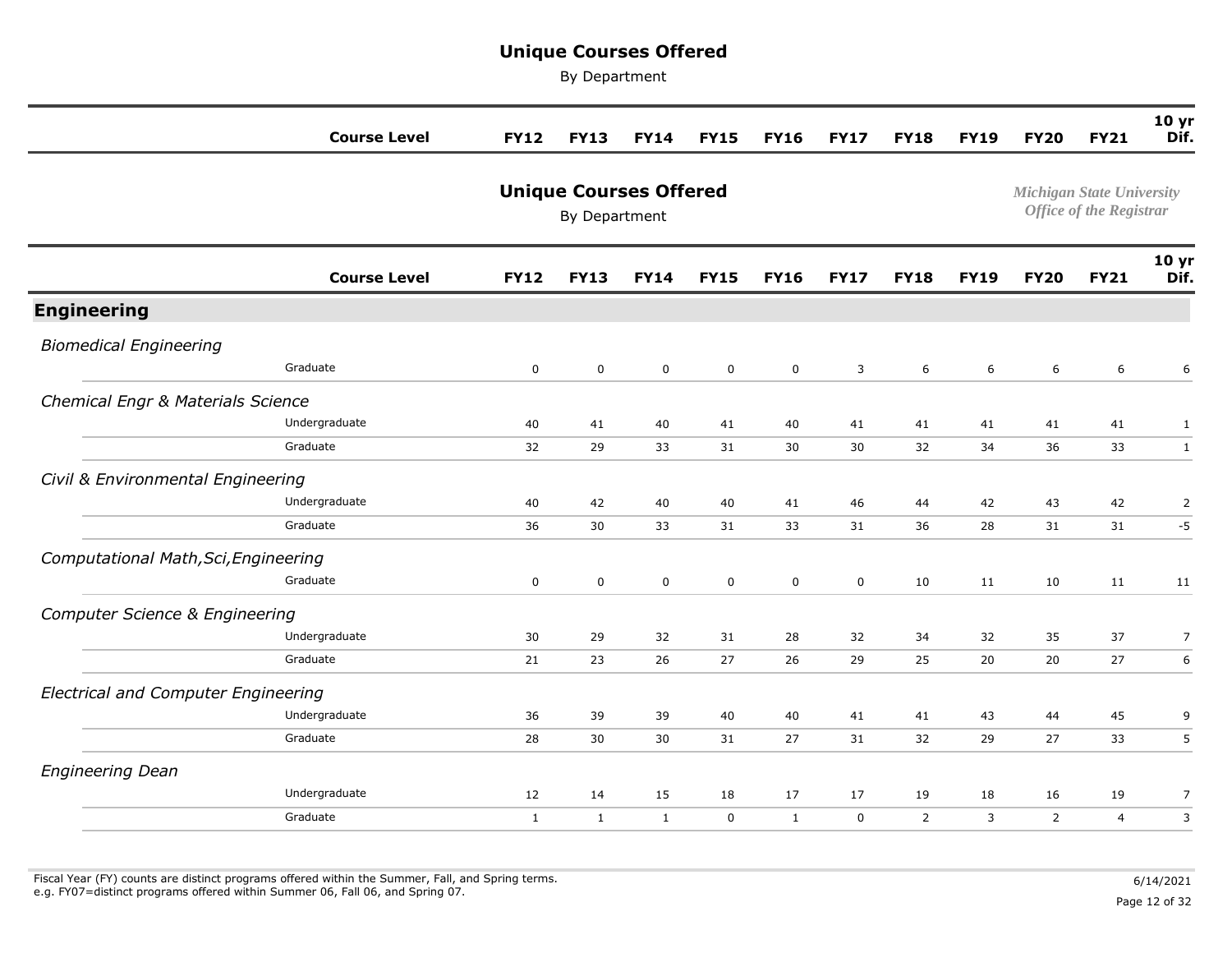# Unique Courses Offered

By Department

| Course Level | FY12 | FY13 | FY14 | FY15 | FY16 | FY17 | FY18 | FY19 | FY20 | FY21 | 10 yr Dif. |
|---|---|---|---|---|---|---|---|---|---|---|---|
| **Engineering** | | | | | | | | | | | |
| *Biomedical Engineering* | | | | | | | | | | | |
| Graduate | 0 | 0 | 0 | 0 | 0 | 3 | 6 | 6 | 6 | 6 | 6 |
| *Chemical Engr & Materials Science* | | | | | | | | | | | |
| Undergraduate | 40 | 41 | 40 | 41 | 40 | 41 | 41 | 41 | 41 | 41 | 1 |
| Graduate | 32 | 29 | 33 | 31 | 30 | 30 | 32 | 34 | 36 | 33 | 1 |
| *Civil & Environmental Engineering* | | | | | | | | | | | |
| Undergraduate | 40 | 42 | 40 | 40 | 41 | 46 | 44 | 42 | 43 | 42 | 2 |
| Graduate | 36 | 30 | 33 | 31 | 33 | 31 | 36 | 28 | 31 | 31 | -5 |
| *Computational Math,Sci,Engineering* | | | | | | | | | | | |
| Graduate | 0 | 0 | 0 | 0 | 0 | 0 | 10 | 11 | 10 | 11 | 11 |
| *Computer Science & Engineering* | | | | | | | | | | | |
| Undergraduate | 30 | 29 | 32 | 31 | 28 | 32 | 34 | 32 | 35 | 37 | 7 |
| Graduate | 21 | 23 | 26 | 27 | 26 | 29 | 25 | 20 | 20 | 27 | 6 |
| *Electrical and Computer Engineering* | | | | | | | | | | | |
| Undergraduate | 36 | 39 | 39 | 40 | 40 | 41 | 41 | 43 | 44 | 45 | 9 |
| Graduate | 28 | 30 | 30 | 31 | 27 | 31 | 32 | 29 | 27 | 33 | 5 |
| *Engineering Dean* | | | | | | | | | | | |
| Undergraduate | 12 | 14 | 15 | 18 | 17 | 17 | 19 | 18 | 16 | 19 | 7 |
| Graduate | 1 | 1 | 1 | 0 | 1 | 0 | 2 | 3 | 2 | 4 | 3 |

Fiscal Year (FY) counts are distinct programs offered within the Summer, Fall, and Spring terms.
e.g. FY07=distinct programs offered within Summer 06, Fall 06, and Spring 07.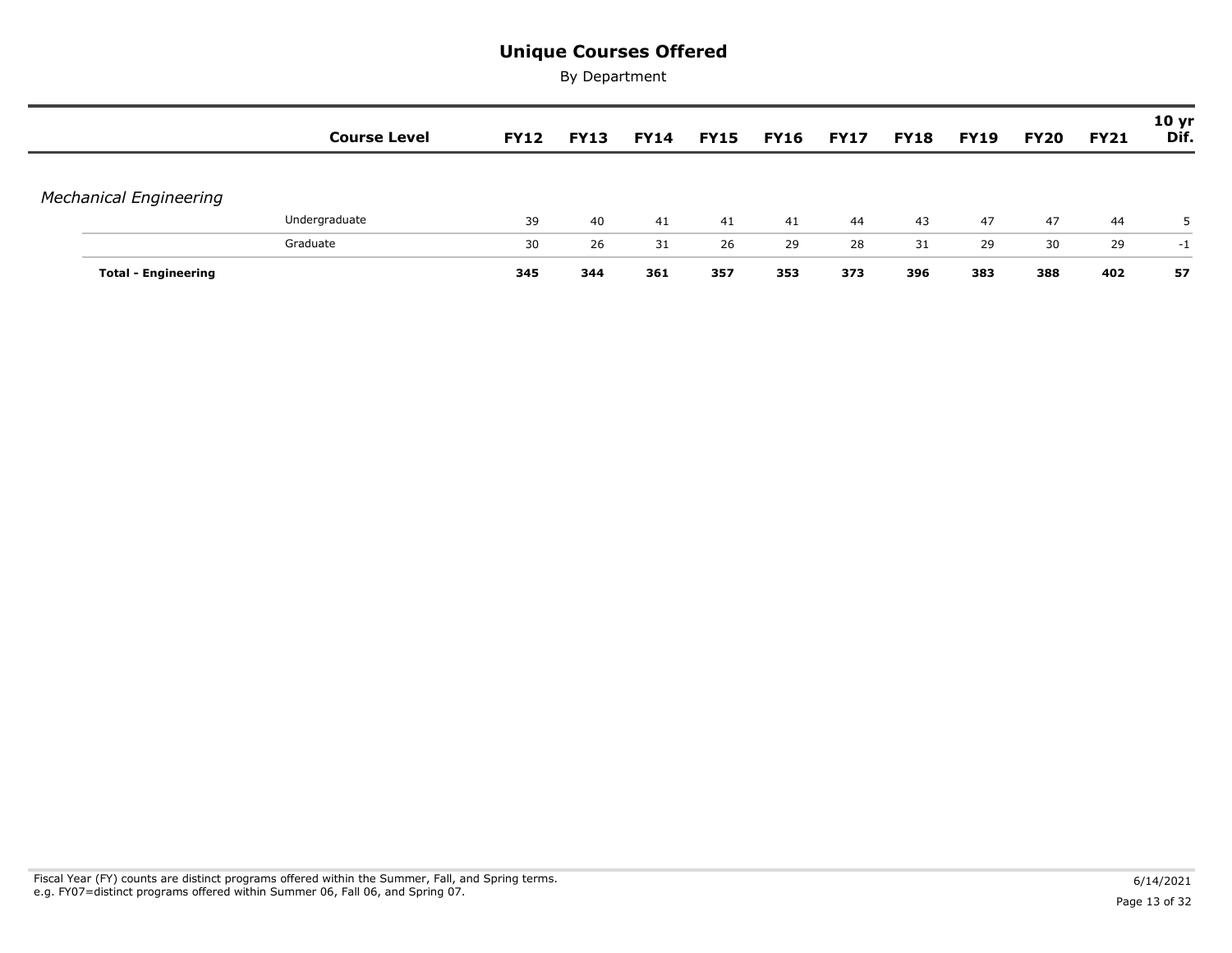# Unique Courses Offered

By Department

| | Course Level | FY12 | FY13 | FY14 | FY15 | FY16 | FY17 | FY18 | FY19 | FY20 | FY21 | 10 yr Dif. |
|---|---|---|---|---|---|---|---|---|---|---|---|---|
| *Mechanical Engineering* | | | | | | | | | | | | |
| | Undergraduate | 39 | 40 | 41 | 41 | 41 | 44 | 43 | 47 | 47 | 44 | 5 |
| | Graduate | 30 | 26 | 31 | 26 | 29 | 28 | 31 | 29 | 30 | 29 | -1 |
| **Total - Engineering** | | **345** | **344** | **361** | **357** | **353** | **373** | **396** | **383** | **388** | **402** | **57** |

Fiscal Year (FY) counts are distinct programs offered within the Summer, Fall, and Spring terms.
e.g. FY07=distinct programs offered within Summer 06, Fall 06, and Spring 07.

6/14/2021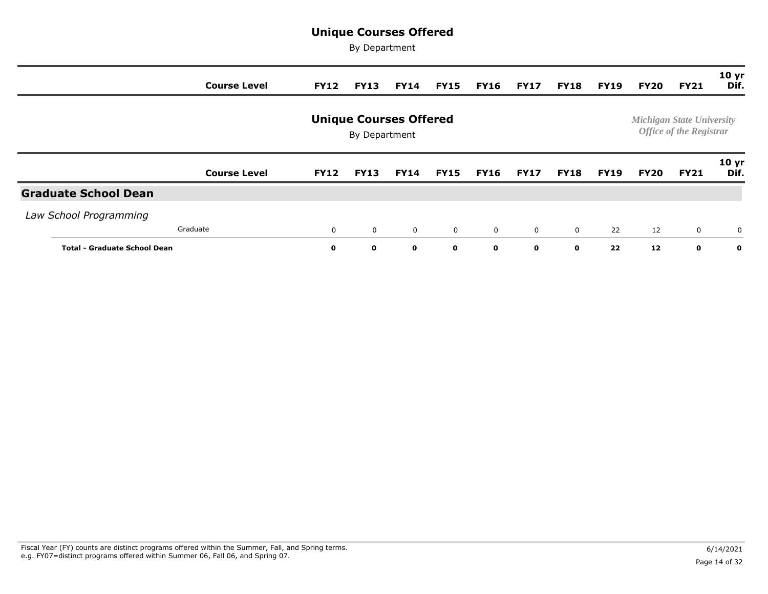# Unique Courses Offered

By Department

*Michigan State University*
*Office of the Registrar*

| | Course Level | FY12 | FY13 | FY14 | FY15 | FY16 | FY17 | FY18 | FY19 | FY20 | FY21 | 10 yr Dif. |
|---|---|---|---|---|---|---|---|---|---|---|---|---|
| **Graduate School Dean** | | | | | | | | | | | | |
| *Law School Programming* | | | | | | | | | | | | |
| | Graduate | 0 | 0 | 0 | 0 | 0 | 0 | 0 | 22 | 12 | 0 | 0 |
| **Total - Graduate School Dean** | | **0** | **0** | **0** | **0** | **0** | **0** | **0** | **22** | **12** | **0** | **0** |

Fiscal Year (FY) counts are distinct programs offered within the Summer, Fall, and Spring terms.
e.g. FY07=distinct programs offered within Summer 06, Fall 06, and Spring 07.

6/14/2021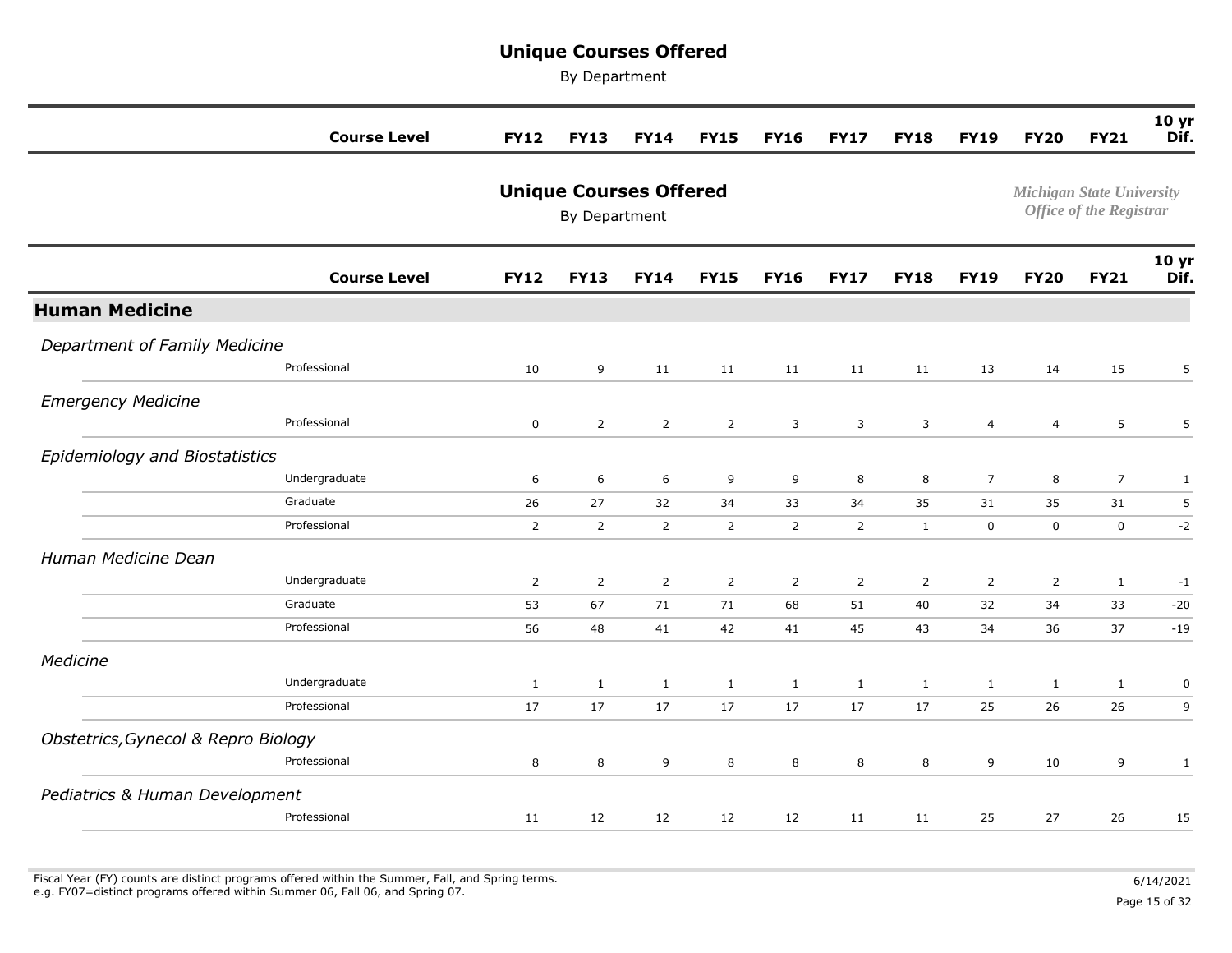# Unique Courses Offered

By Department

*Michigan State University*
*Office of the Registrar*

| | Course Level | FY12 | FY13 | FY14 | FY15 | FY16 | FY17 | FY18 | FY19 | FY20 | FY21 | 10 yr Dif. |
|---|---|---|---|---|---|---|---|---|---|---|---|---|
| **Human Medicine** | | | | | | | | | | | | |
| *Department of Family Medicine* | | | | | | | | | | | | |
| | Professional | 10 | 9 | 11 | 11 | 11 | 11 | 11 | 13 | 14 | 15 | 5 |
| *Emergency Medicine* | | | | | | | | | | | | |
| | Professional | 0 | 2 | 2 | 2 | 3 | 3 | 3 | 4 | 4 | 5 | 5 |
| *Epidemiology and Biostatistics* | | | | | | | | | | | | |
| | Undergraduate | 6 | 6 | 6 | 9 | 9 | 8 | 8 | 7 | 8 | 7 | 1 |
| | Graduate | 26 | 27 | 32 | 34 | 33 | 34 | 35 | 31 | 35 | 31 | 5 |
| | Professional | 2 | 2 | 2 | 2 | 2 | 2 | 1 | 0 | 0 | 0 | -2 |
| *Human Medicine Dean* | | | | | | | | | | | | |
| | Undergraduate | 2 | 2 | 2 | 2 | 2 | 2 | 2 | 2 | 2 | 1 | -1 |
| | Graduate | 53 | 67 | 71 | 71 | 68 | 51 | 40 | 32 | 34 | 33 | -20 |
| | Professional | 56 | 48 | 41 | 42 | 41 | 45 | 43 | 34 | 36 | 37 | -19 |
| *Medicine* | | | | | | | | | | | | |
| | Undergraduate | 1 | 1 | 1 | 1 | 1 | 1 | 1 | 1 | 1 | 1 | 0 |
| | Professional | 17 | 17 | 17 | 17 | 17 | 17 | 17 | 25 | 26 | 26 | 9 |
| *Obstetrics,Gynecol & Repro Biology* | | | | | | | | | | | | |
| | Professional | 8 | 8 | 9 | 8 | 8 | 8 | 8 | 9 | 10 | 9 | 1 |
| *Pediatrics & Human Development* | | | | | | | | | | | | |
| | Professional | 11 | 12 | 12 | 12 | 12 | 11 | 11 | 25 | 27 | 26 | 15 |

Fiscal Year (FY) counts are distinct programs offered within the Summer, Fall, and Spring terms.
e.g. FY07=distinct programs offered within Summer 06, Fall 06, and Spring 07.

6/14/2021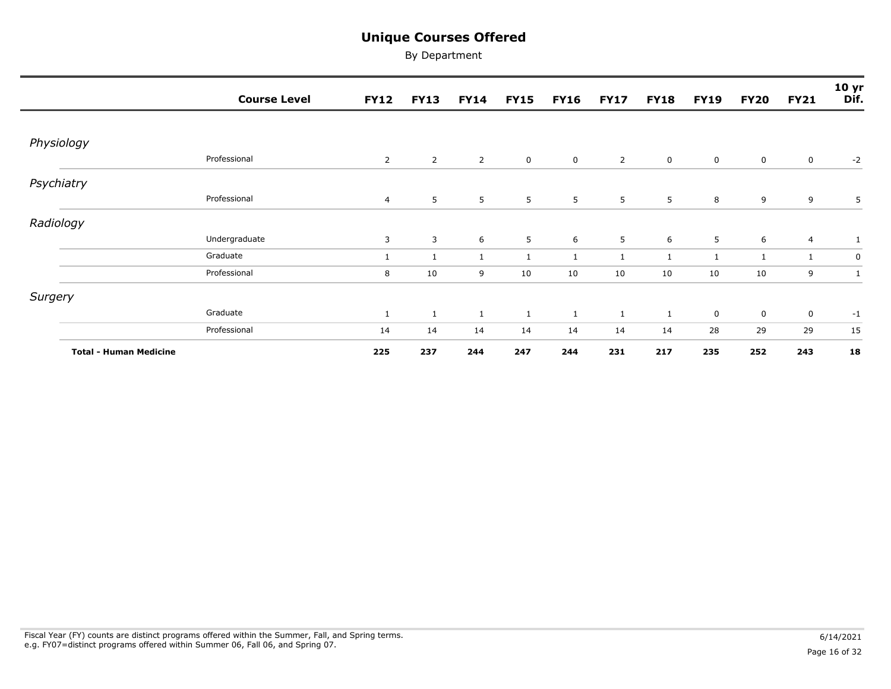# Unique Courses Offered

By Department

| | Course Level | FY12 | FY13 | FY14 | FY15 | FY16 | FY17 | FY18 | FY19 | FY20 | FY21 | 10 yr Dif. |
|---|---|---|---|---|---|---|---|---|---|---|---|---|
| *Physiology* | | | | | | | | | | | | |
| | Professional | 2 | 2 | 2 | 0 | 0 | 2 | 0 | 0 | 0 | 0 | -2 |
| *Psychiatry* | | | | | | | | | | | | |
| | Professional | 4 | 5 | 5 | 5 | 5 | 5 | 5 | 8 | 9 | 9 | 5 |
| *Radiology* | | | | | | | | | | | | |
| | Undergraduate | 3 | 3 | 6 | 5 | 6 | 5 | 6 | 5 | 6 | 4 | 1 |
| | Graduate | 1 | 1 | 1 | 1 | 1 | 1 | 1 | 1 | 1 | 1 | 0 |
| | Professional | 8 | 10 | 9 | 10 | 10 | 10 | 10 | 10 | 10 | 9 | 1 |
| *Surgery* | | | | | | | | | | | | |
| | Graduate | 1 | 1 | 1 | 1 | 1 | 1 | 1 | 0 | 0 | 0 | -1 |
| | Professional | 14 | 14 | 14 | 14 | 14 | 14 | 14 | 28 | 29 | 29 | 15 |
| **Total - Human Medicine** | | **225** | **237** | **244** | **247** | **244** | **231** | **217** | **235** | **252** | **243** | **18** |

Fiscal Year (FY) counts are distinct programs offered within the Summer, Fall, and Spring terms.
e.g. FY07=distinct programs offered within Summer 06, Fall 06, and Spring 07.

6/14/2021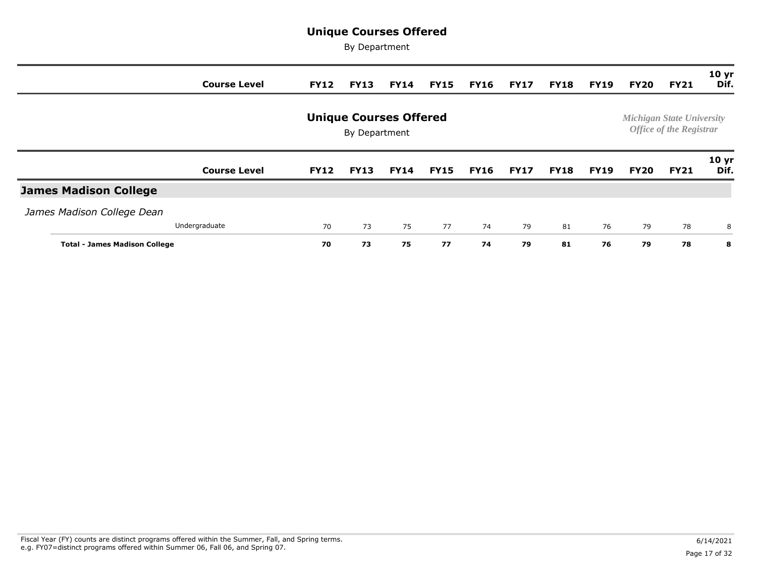# Unique Courses Offered

By Department

*Michigan State University*
*Office of the Registrar*

| | Course Level | FY12 | FY13 | FY14 | FY15 | FY16 | FY17 | FY18 | FY19 | FY20 | FY21 | 10 yr Dif. |
|---|---|---|---|---|---|---|---|---|---|---|---|---|
| **James Madison College** | | | | | | | | | | | | |
| *James Madison College Dean* | | | | | | | | | | | | |
| | Undergraduate | 70 | 73 | 75 | 77 | 74 | 79 | 81 | 76 | 79 | 78 | 8 |
| **Total - James Madison College** | | **70** | **73** | **75** | **77** | **74** | **79** | **81** | **76** | **79** | **78** | **8** |

Fiscal Year (FY) counts are distinct programs offered within the Summer, Fall, and Spring terms.
e.g. FY07=distinct programs offered within Summer 06, Fall 06, and Spring 07.

6/14/2021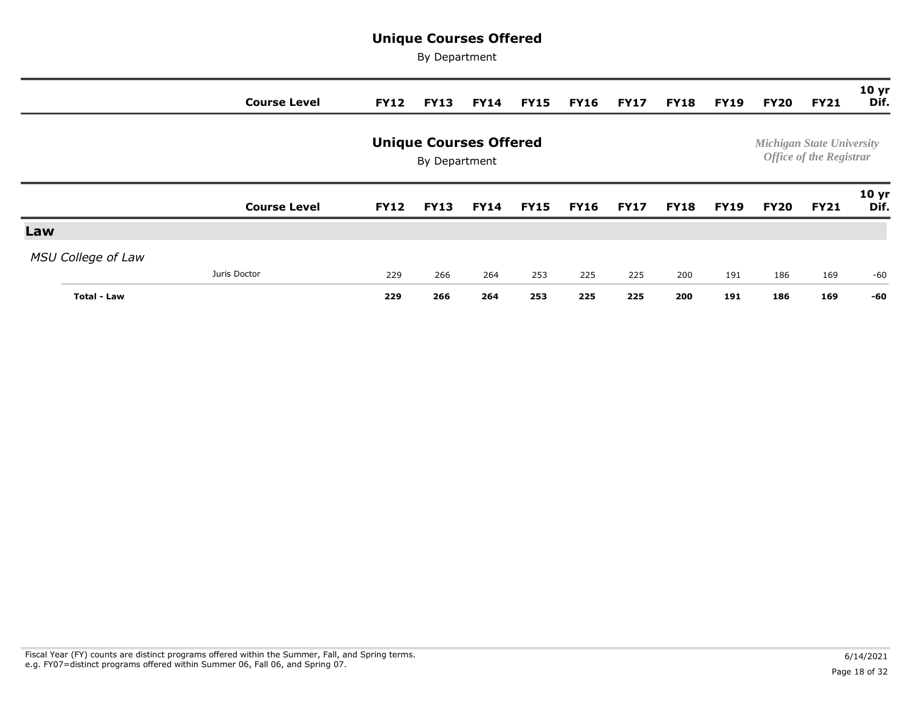# Unique Courses Offered

By Department

*Michigan State University*
*Office of the Registrar*

| | Course Level | FY12 | FY13 | FY14 | FY15 | FY16 | FY17 | FY18 | FY19 | FY20 | FY21 | 10 yr Dif. |
|---|---|---|---|---|---|---|---|---|---|---|---|---|
| **Law** | | | | | | | | | | | | |
| *MSU College of Law* | | | | | | | | | | | | |
| | Juris Doctor | 229 | 266 | 264 | 253 | 225 | 225 | 200 | 191 | 186 | 169 | -60 |
| **Total - Law** | | **229** | **266** | **264** | **253** | **225** | **225** | **200** | **191** | **186** | **169** | **-60** |

Fiscal Year (FY) counts are distinct programs offered within the Summer, Fall, and Spring terms.
e.g. FY07=distinct programs offered within Summer 06, Fall 06, and Spring 07.

6/14/2021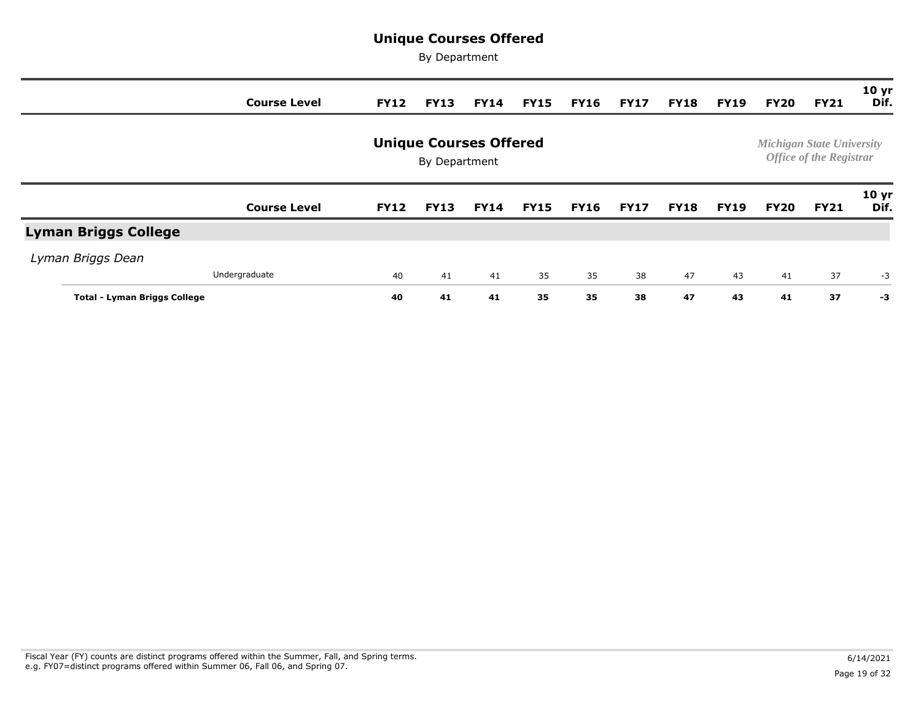# Unique Courses Offered

By Department

*Michigan State University*
*Office of the Registrar*

| | Course Level | FY12 | FY13 | FY14 | FY15 | FY16 | FY17 | FY18 | FY19 | FY20 | FY21 | 10 yr Dif. |
|---|---|---|---|---|---|---|---|---|---|---|---|---|
| **Lyman Briggs College** | | | | | | | | | | | | |
| *Lyman Briggs Dean* | | | | | | | | | | | | |
| | Undergraduate | 40 | 41 | 41 | 35 | 35 | 38 | 47 | 43 | 41 | 37 | -3 |
| **Total - Lyman Briggs College** | | **40** | **41** | **41** | **35** | **35** | **38** | **47** | **43** | **41** | **37** | **-3** |

Fiscal Year (FY) counts are distinct programs offered within the Summer, Fall, and Spring terms.
e.g. FY07=distinct programs offered within Summer 06, Fall 06, and Spring 07.

6/14/2021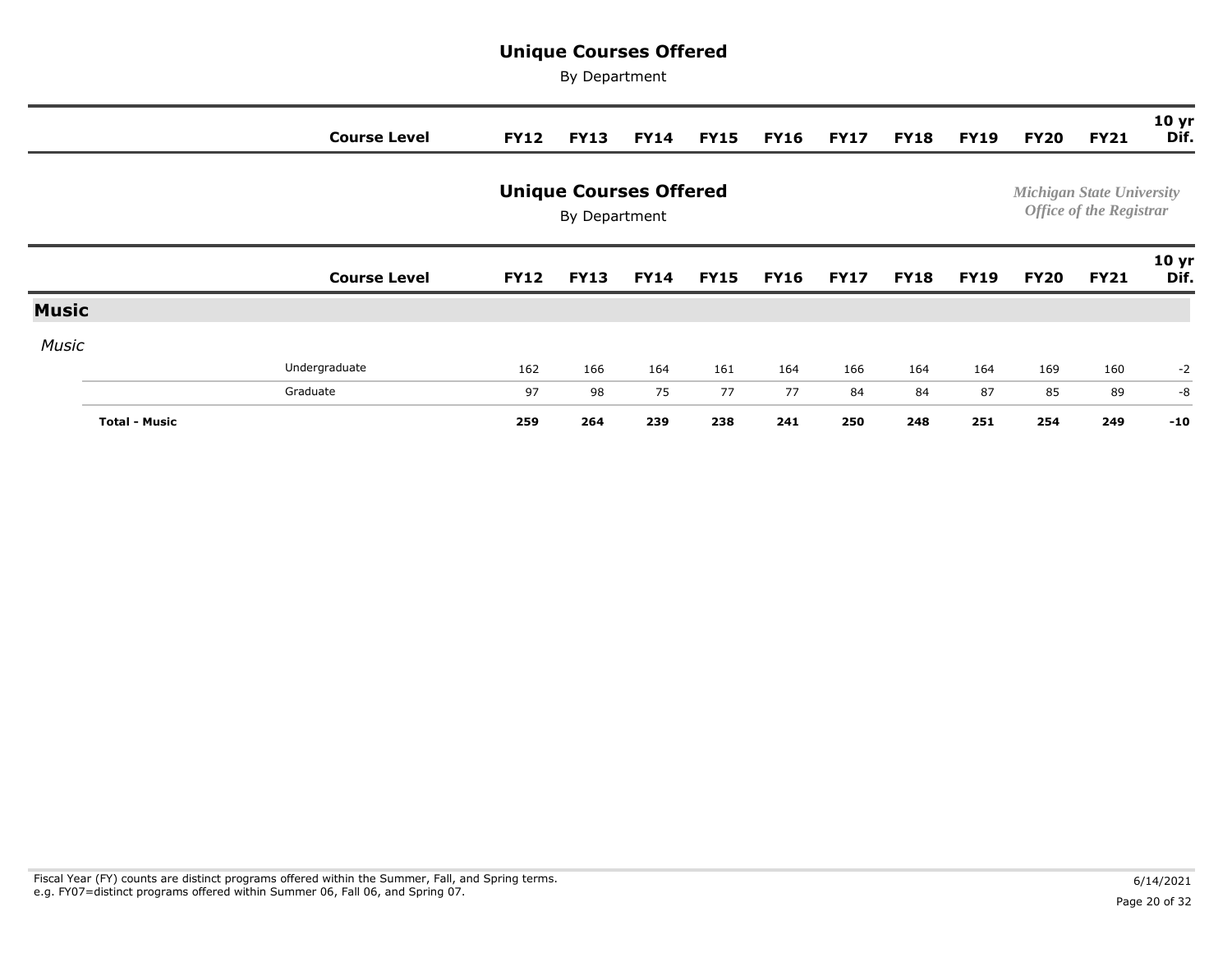# Unique Courses Offered

By Department

*Michigan State University*
*Office of the Registrar*

| | Course Level | FY12 | FY13 | FY14 | FY15 | FY16 | FY17 | FY18 | FY19 | FY20 | FY21 | 10 yr Dif. |
|---|---|---|---|---|---|---|---|---|---|---|---|---|
| **Music** | | | | | | | | | | | | |
| *Music* | | | | | | | | | | | | |
| | Undergraduate | 162 | 166 | 164 | 161 | 164 | 166 | 164 | 164 | 169 | 160 | -2 |
| | Graduate | 97 | 98 | 75 | 77 | 77 | 84 | 84 | 87 | 85 | 89 | -8 |
| **Total - Music** | | **259** | **264** | **239** | **238** | **241** | **250** | **248** | **251** | **254** | **249** | **-10** |

Fiscal Year (FY) counts are distinct programs offered within the Summer, Fall, and Spring terms.
e.g. FY07=distinct programs offered within Summer 06, Fall 06, and Spring 07.

6/14/2021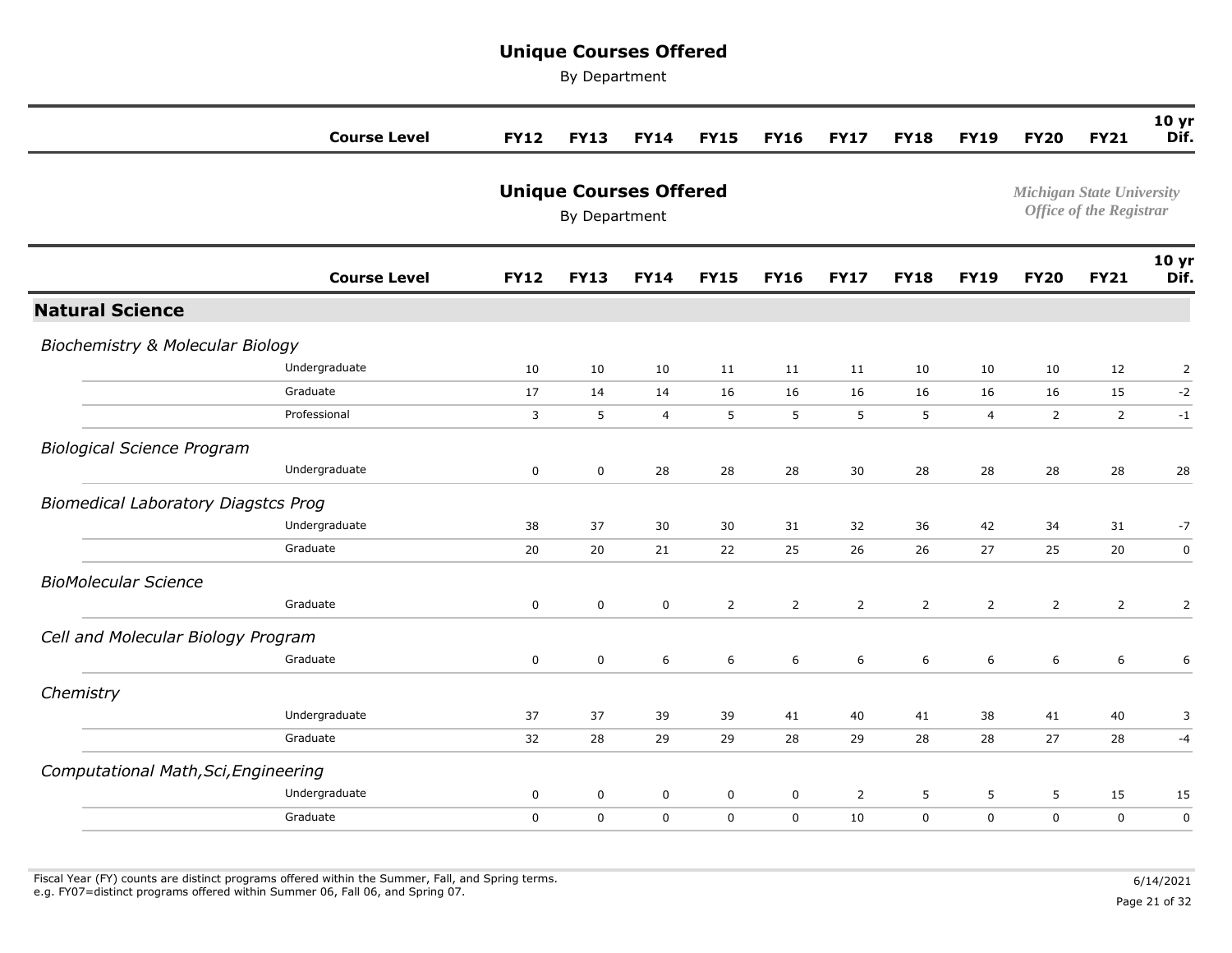# Unique Courses Offered

By Department

*Michigan State University*
*Office of the Registrar*

## Natural Science

| Department | Course Level | FY12 | FY13 | FY14 | FY15 | FY16 | FY17 | FY18 | FY19 | FY20 | FY21 | 10 yr Dif. |
|---|---|---|---|---|---|---|---|---|---|---|---|---|
| *Biochemistry & Molecular Biology* | Undergraduate | 10 | 10 | 10 | 11 | 11 | 11 | 10 | 10 | 10 | 12 | 2 |
| | Graduate | 17 | 14 | 14 | 16 | 16 | 16 | 16 | 16 | 16 | 15 | -2 |
| | Professional | 3 | 5 | 4 | 5 | 5 | 5 | 5 | 4 | 2 | 2 | -1 |
| *Biological Science Program* | Undergraduate | 0 | 0 | 28 | 28 | 28 | 30 | 28 | 28 | 28 | 28 | 28 |
| *Biomedical Laboratory Diagstcs Prog* | Undergraduate | 38 | 37 | 30 | 30 | 31 | 32 | 36 | 42 | 34 | 31 | -7 |
| | Graduate | 20 | 20 | 21 | 22 | 25 | 26 | 26 | 27 | 25 | 20 | 0 |
| *BioMolecular Science* | Graduate | 0 | 0 | 0 | 2 | 2 | 2 | 2 | 2 | 2 | 2 | 2 |
| *Cell and Molecular Biology Program* | Graduate | 0 | 0 | 6 | 6 | 6 | 6 | 6 | 6 | 6 | 6 | 6 |
| *Chemistry* | Undergraduate | 37 | 37 | 39 | 39 | 41 | 40 | 41 | 38 | 41 | 40 | 3 |
| | Graduate | 32 | 28 | 29 | 29 | 28 | 29 | 28 | 28 | 27 | 28 | -4 |
| *Computational Math,Sci,Engineering* | Undergraduate | 0 | 0 | 0 | 0 | 0 | 2 | 5 | 5 | 5 | 15 | 15 |
| | Graduate | 0 | 0 | 0 | 0 | 0 | 10 | 0 | 0 | 0 | 0 | 0 |

Fiscal Year (FY) counts are distinct programs offered within the Summer, Fall, and Spring terms.
e.g. FY07=distinct programs offered within Summer 06, Fall 06, and Spring 07.

6/14/2021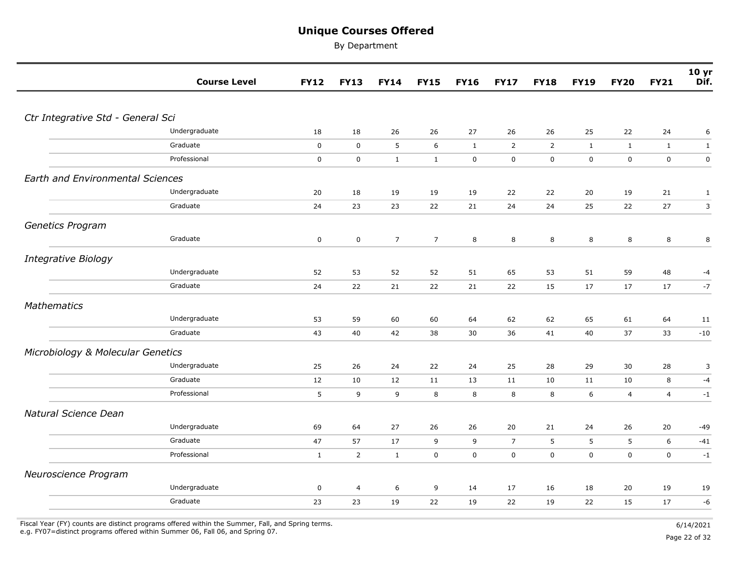# Unique Courses Offered

By Department

| | Course Level | FY12 | FY13 | FY14 | FY15 | FY16 | FY17 | FY18 | FY19 | FY20 | FY21 | 10 yr Dif. |
|---|---|---|---|---|---|---|---|---|---|---|---|---|
| *Ctr Integrative Std - General Sci* | | | | | | | | | | | | |
| | Undergraduate | 18 | 18 | 26 | 26 | 27 | 26 | 26 | 25 | 22 | 24 | 6 |
| | Graduate | 0 | 0 | 5 | 6 | 1 | 2 | 2 | 1 | 1 | 1 | 1 |
| | Professional | 0 | 0 | 1 | 1 | 0 | 0 | 0 | 0 | 0 | 0 | 0 |
| *Earth and Environmental Sciences* | | | | | | | | | | | | |
| | Undergraduate | 20 | 18 | 19 | 19 | 19 | 22 | 22 | 20 | 19 | 21 | 1 |
| | Graduate | 24 | 23 | 23 | 22 | 21 | 24 | 24 | 25 | 22 | 27 | 3 |
| *Genetics Program* | | | | | | | | | | | | |
| | Graduate | 0 | 0 | 7 | 7 | 8 | 8 | 8 | 8 | 8 | 8 | 8 |
| *Integrative Biology* | | | | | | | | | | | | |
| | Undergraduate | 52 | 53 | 52 | 52 | 51 | 65 | 53 | 51 | 59 | 48 | -4 |
| | Graduate | 24 | 22 | 21 | 22 | 21 | 22 | 15 | 17 | 17 | 17 | -7 |
| *Mathematics* | | | | | | | | | | | | |
| | Undergraduate | 53 | 59 | 60 | 60 | 64 | 62 | 62 | 65 | 61 | 64 | 11 |
| | Graduate | 43 | 40 | 42 | 38 | 30 | 36 | 41 | 40 | 37 | 33 | -10 |
| *Microbiology & Molecular Genetics* | | | | | | | | | | | | |
| | Undergraduate | 25 | 26 | 24 | 22 | 24 | 25 | 28 | 29 | 30 | 28 | 3 |
| | Graduate | 12 | 10 | 12 | 11 | 13 | 11 | 10 | 11 | 10 | 8 | -4 |
| | Professional | 5 | 9 | 9 | 8 | 8 | 8 | 8 | 6 | 4 | 4 | -1 |
| *Natural Science Dean* | | | | | | | | | | | | |
| | Undergraduate | 69 | 64 | 27 | 26 | 26 | 20 | 21 | 24 | 26 | 20 | -49 |
| | Graduate | 47 | 57 | 17 | 9 | 9 | 7 | 5 | 5 | 5 | 6 | -41 |
| | Professional | 1 | 2 | 1 | 0 | 0 | 0 | 0 | 0 | 0 | 0 | -1 |
| *Neuroscience Program* | | | | | | | | | | | | |
| | Undergraduate | 0 | 4 | 6 | 9 | 14 | 17 | 16 | 18 | 20 | 19 | 19 |
| | Graduate | 23 | 23 | 19 | 22 | 19 | 22 | 19 | 22 | 15 | 17 | -6 |

Fiscal Year (FY) counts are distinct programs offered within the Summer, Fall, and Spring terms.
e.g. FY07=distinct programs offered within Summer 06, Fall 06, and Spring 07.

6/14/2021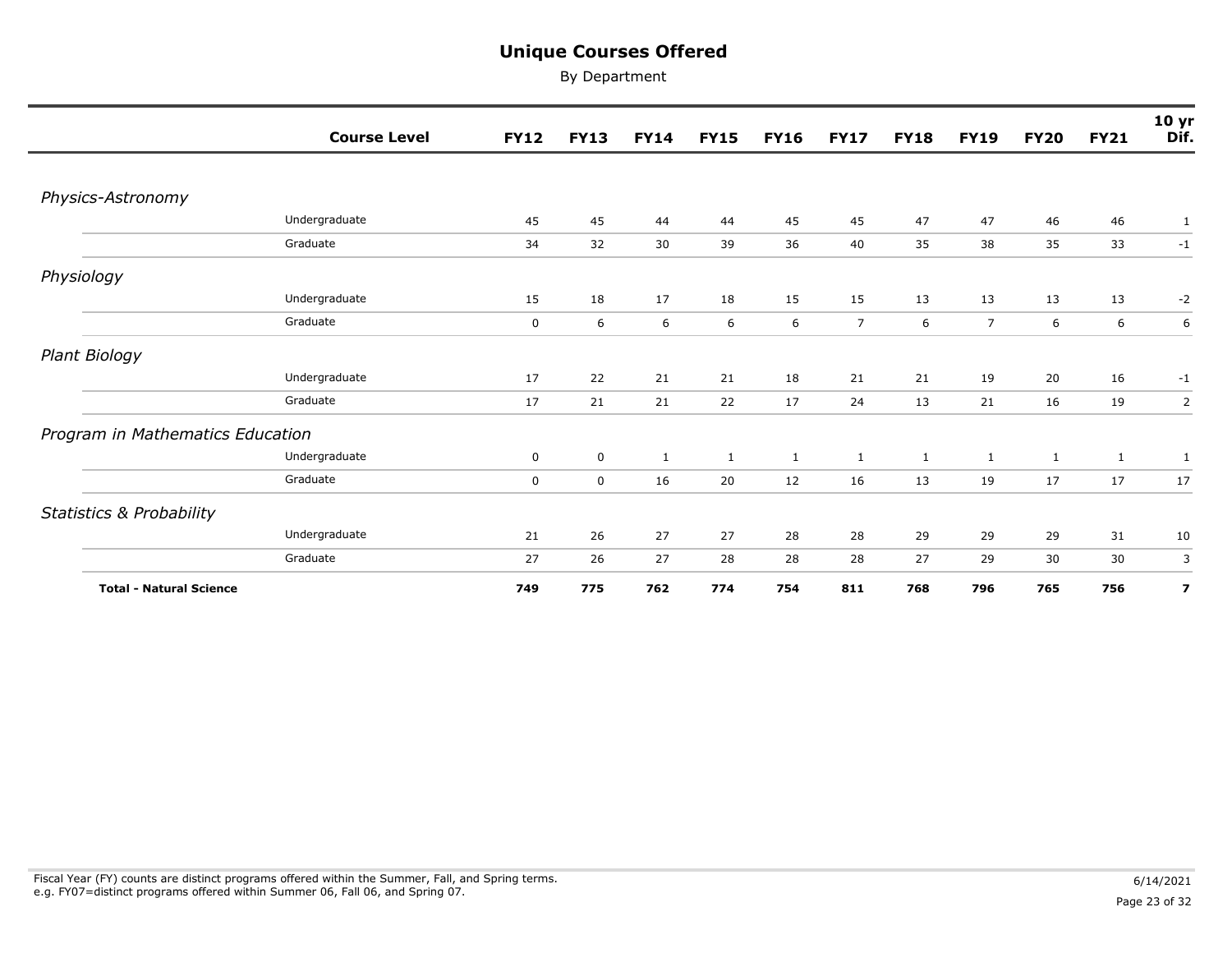# Unique Courses Offered

By Department

| | Course Level | FY12 | FY13 | FY14 | FY15 | FY16 | FY17 | FY18 | FY19 | FY20 | FY21 | 10 yr Dif. |
|---|---|---|---|---|---|---|---|---|---|---|---|---|
| *Physics-Astronomy* | | | | | | | | | | | | |
| | Undergraduate | 45 | 45 | 44 | 44 | 45 | 45 | 47 | 47 | 46 | 46 | 1 |
| | Graduate | 34 | 32 | 30 | 39 | 36 | 40 | 35 | 38 | 35 | 33 | -1 |
| *Physiology* | | | | | | | | | | | | |
| | Undergraduate | 15 | 18 | 17 | 18 | 15 | 15 | 13 | 13 | 13 | 13 | -2 |
| | Graduate | 0 | 6 | 6 | 6 | 6 | 7 | 6 | 7 | 6 | 6 | 6 |
| *Plant Biology* | | | | | | | | | | | | |
| | Undergraduate | 17 | 22 | 21 | 21 | 18 | 21 | 21 | 19 | 20 | 16 | -1 |
| | Graduate | 17 | 21 | 21 | 22 | 17 | 24 | 13 | 21 | 16 | 19 | 2 |
| *Program in Mathematics Education* | | | | | | | | | | | | |
| | Undergraduate | 0 | 0 | 1 | 1 | 1 | 1 | 1 | 1 | 1 | 1 | 1 |
| | Graduate | 0 | 0 | 16 | 20 | 12 | 16 | 13 | 19 | 17 | 17 | 17 |
| *Statistics & Probability* | | | | | | | | | | | | |
| | Undergraduate | 21 | 26 | 27 | 27 | 28 | 28 | 29 | 29 | 29 | 31 | 10 |
| | Graduate | 27 | 26 | 27 | 28 | 28 | 28 | 27 | 29 | 30 | 30 | 3 |
| **Total - Natural Science** | | **749** | **775** | **762** | **774** | **754** | **811** | **768** | **796** | **765** | **756** | **7** |

Fiscal Year (FY) counts are distinct programs offered within the Summer, Fall, and Spring terms.
e.g. FY07=distinct programs offered within Summer 06, Fall 06, and Spring 07.

6/14/2021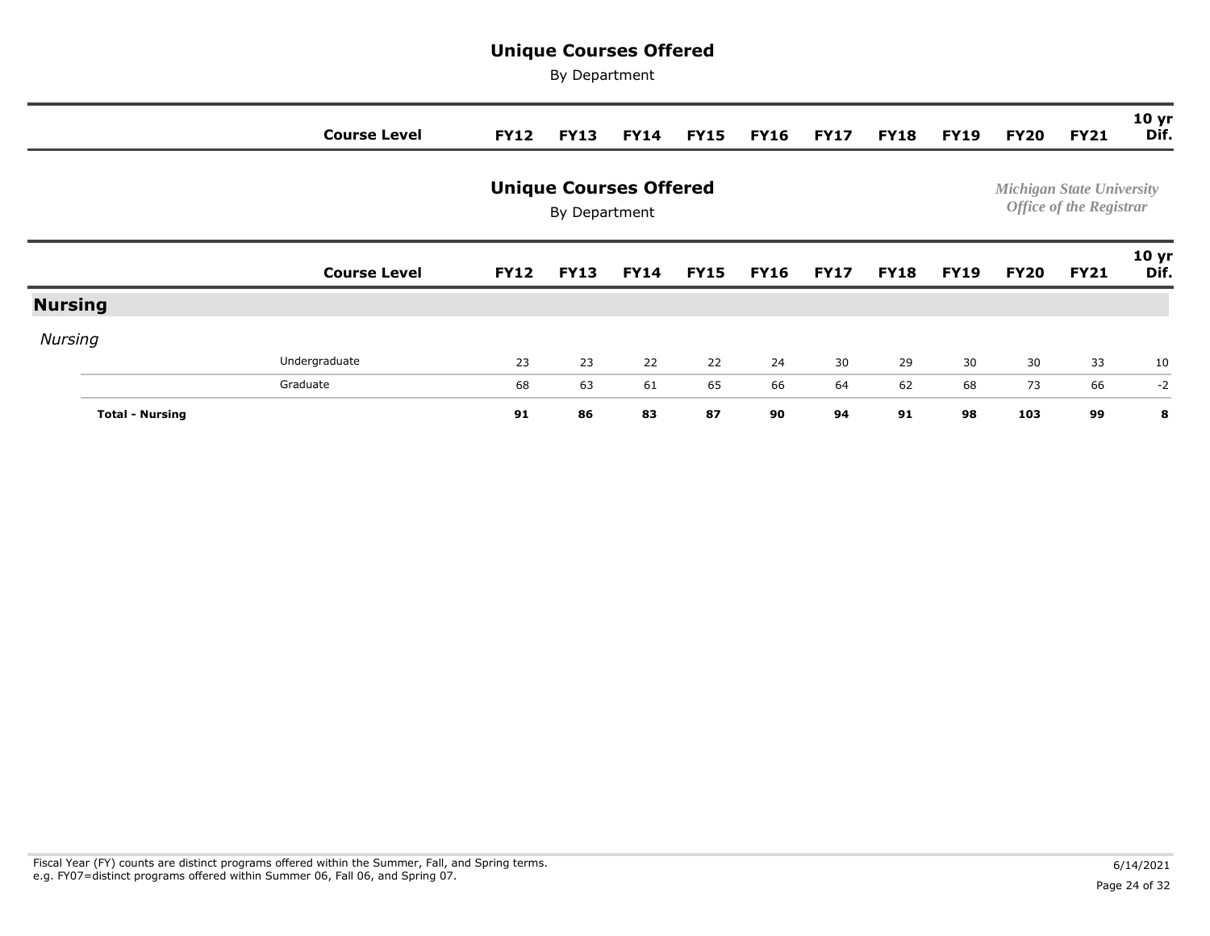# Unique Courses Offered

By Department

*Michigan State University*
*Office of the Registrar*

| | Course Level | FY12 | FY13 | FY14 | FY15 | FY16 | FY17 | FY18 | FY19 | FY20 | FY21 | 10 yr Dif. |
|---|---|---|---|---|---|---|---|---|---|---|---|---|
| **Nursing** | | | | | | | | | | | | |
| *Nursing* | | | | | | | | | | | | |
| | Undergraduate | 23 | 23 | 22 | 22 | 24 | 30 | 29 | 30 | 30 | 33 | 10 |
| | Graduate | 68 | 63 | 61 | 65 | 66 | 64 | 62 | 68 | 73 | 66 | -2 |
| **Total - Nursing** | | **91** | **86** | **83** | **87** | **90** | **94** | **91** | **98** | **103** | **99** | **8** |

Fiscal Year (FY) counts are distinct programs offered within the Summer, Fall, and Spring terms.
e.g. FY07=distinct programs offered within Summer 06, Fall 06, and Spring 07.

6/14/2021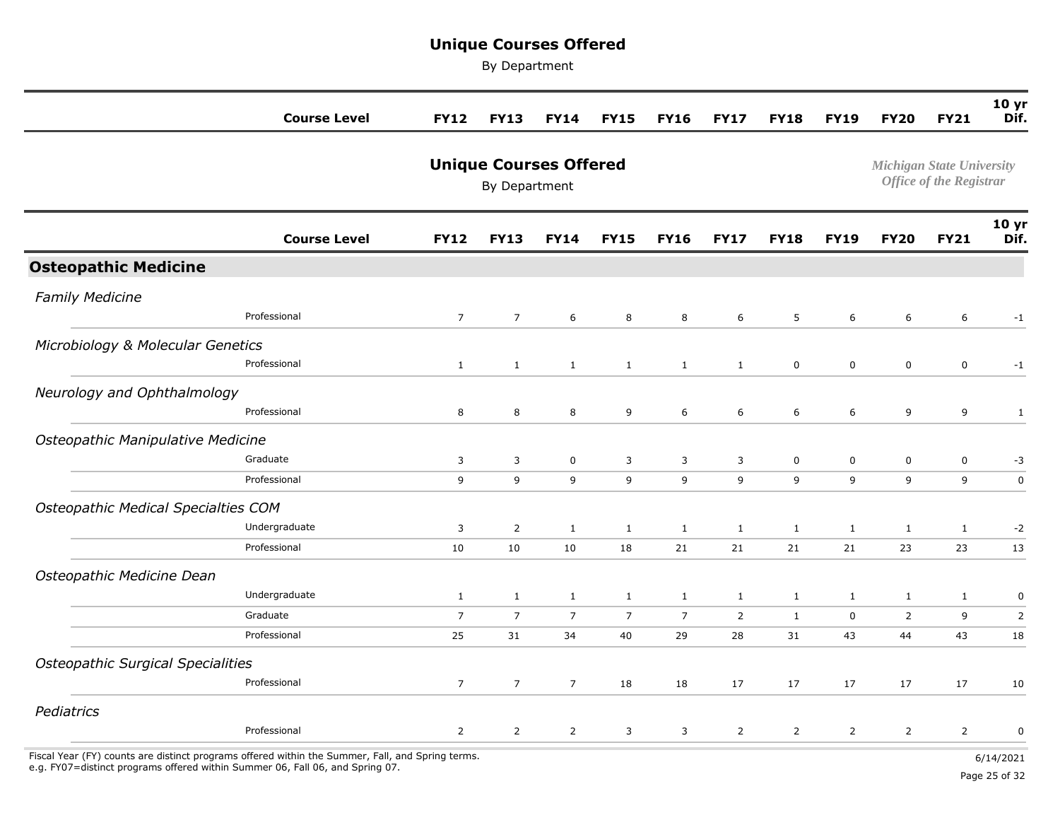# Unique Courses Offered

By Department

Michigan State University
Office of the Registrar

## Osteopathic Medicine

| | Course Level | FY12 | FY13 | FY14 | FY15 | FY16 | FY17 | FY18 | FY19 | FY20 | FY21 | 10 yr Dif. |
|---|---|---|---|---|---|---|---|---|---|---|---|---|
| *Family Medicine* | | | | | | | | | | | | |
| | Professional | 7 | 7 | 6 | 8 | 8 | 6 | 5 | 6 | 6 | 6 | -1 |
| *Microbiology & Molecular Genetics* | | | | | | | | | | | | |
| | Professional | 1 | 1 | 1 | 1 | 1 | 1 | 0 | 0 | 0 | 0 | -1 |
| *Neurology and Ophthalmology* | | | | | | | | | | | | |
| | Professional | 8 | 8 | 8 | 9 | 6 | 6 | 6 | 6 | 9 | 9 | 1 |
| *Osteopathic Manipulative Medicine* | | | | | | | | | | | | |
| | Graduate | 3 | 3 | 0 | 3 | 3 | 3 | 0 | 0 | 0 | 0 | -3 |
| | Professional | 9 | 9 | 9 | 9 | 9 | 9 | 9 | 9 | 9 | 9 | 0 |
| *Osteopathic Medical Specialties COM* | | | | | | | | | | | | |
| | Undergraduate | 3 | 2 | 1 | 1 | 1 | 1 | 1 | 1 | 1 | 1 | -2 |
| | Professional | 10 | 10 | 10 | 18 | 21 | 21 | 21 | 21 | 23 | 23 | 13 |
| *Osteopathic Medicine Dean* | | | | | | | | | | | | |
| | Undergraduate | 1 | 1 | 1 | 1 | 1 | 1 | 1 | 1 | 1 | 1 | 0 |
| | Graduate | 7 | 7 | 7 | 7 | 7 | 2 | 1 | 0 | 2 | 9 | 2 |
| | Professional | 25 | 31 | 34 | 40 | 29 | 28 | 31 | 43 | 44 | 43 | 18 |
| *Osteopathic Surgical Specialities* | | | | | | | | | | | | |
| | Professional | 7 | 7 | 7 | 18 | 18 | 17 | 17 | 17 | 17 | 17 | 10 |
| *Pediatrics* | | | | | | | | | | | | |
| | Professional | 2 | 2 | 2 | 3 | 3 | 2 | 2 | 2 | 2 | 2 | 0 |

Fiscal Year (FY) counts are distinct programs offered within the Summer, Fall, and Spring terms.
e.g. FY07=distinct programs offered within Summer 06, Fall 06, and Spring 07.

6/14/2021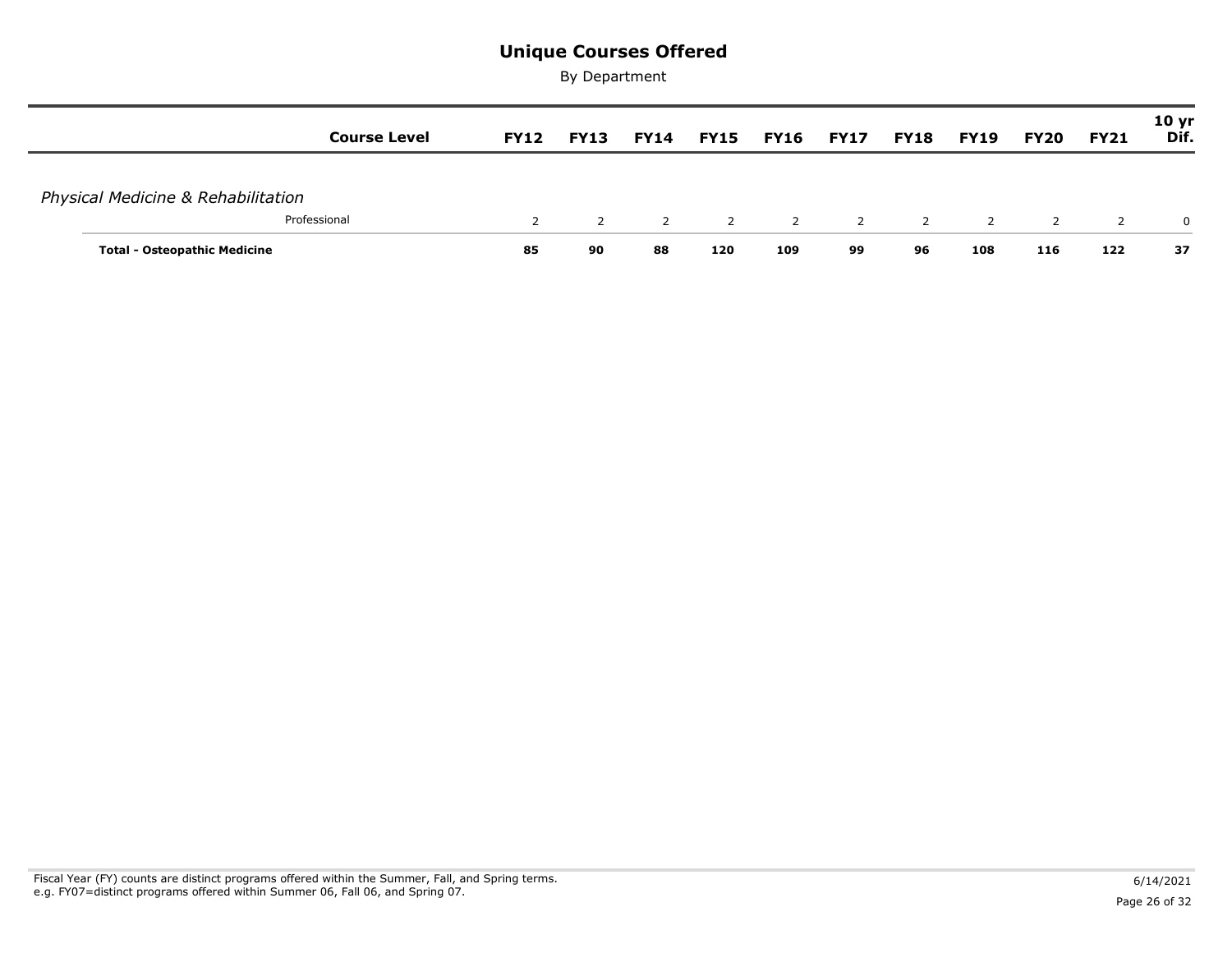# Unique Courses Offered

By Department

| | Course Level | FY12 | FY13 | FY14 | FY15 | FY16 | FY17 | FY18 | FY19 | FY20 | FY21 | 10 yr Dif. |
|---|---|---|---|---|---|---|---|---|---|---|---|---|
| *Physical Medicine & Rehabilitation* | | | | | | | | | | | | |
| | Professional | 2 | 2 | 2 | 2 | 2 | 2 | 2 | 2 | 2 | 2 | 0 |
| **Total - Osteopathic Medicine** | | **85** | **90** | **88** | **120** | **109** | **99** | **96** | **108** | **116** | **122** | **37** |

Fiscal Year (FY) counts are distinct programs offered within the Summer, Fall, and Spring terms.
e.g. FY07=distinct programs offered within Summer 06, Fall 06, and Spring 07.

6/14/2021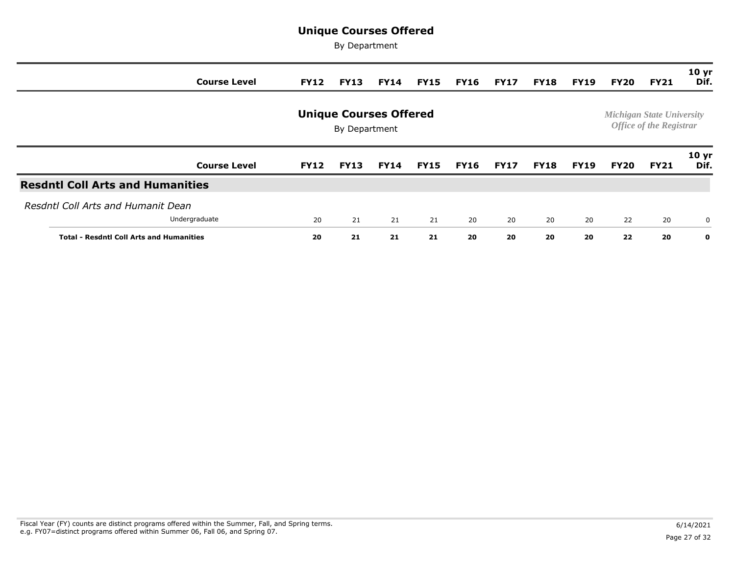# Unique Courses Offered

By Department

*Michigan State University*
*Office of the Registrar*

| Course Level | FY12 | FY13 | FY14 | FY15 | FY16 | FY17 | FY18 | FY19 | FY20 | FY21 | 10 yr Dif. |
|---|---|---|---|---|---|---|---|---|---|---|---|
| **Resdntl Coll Arts and Humanities** | | | | | | | | | | | |
| *Resdntl Coll Arts and Humanit Dean* | | | | | | | | | | | |
| Undergraduate | 20 | 21 | 21 | 21 | 20 | 20 | 20 | 20 | 22 | 20 | 0 |
| **Total - Resdntl Coll Arts and Humanities** | **20** | **21** | **21** | **21** | **20** | **20** | **20** | **20** | **22** | **20** | **0** |

Fiscal Year (FY) counts are distinct programs offered within the Summer, Fall, and Spring terms.
e.g. FY07=distinct programs offered within Summer 06, Fall 06, and Spring 07.

6/14/2021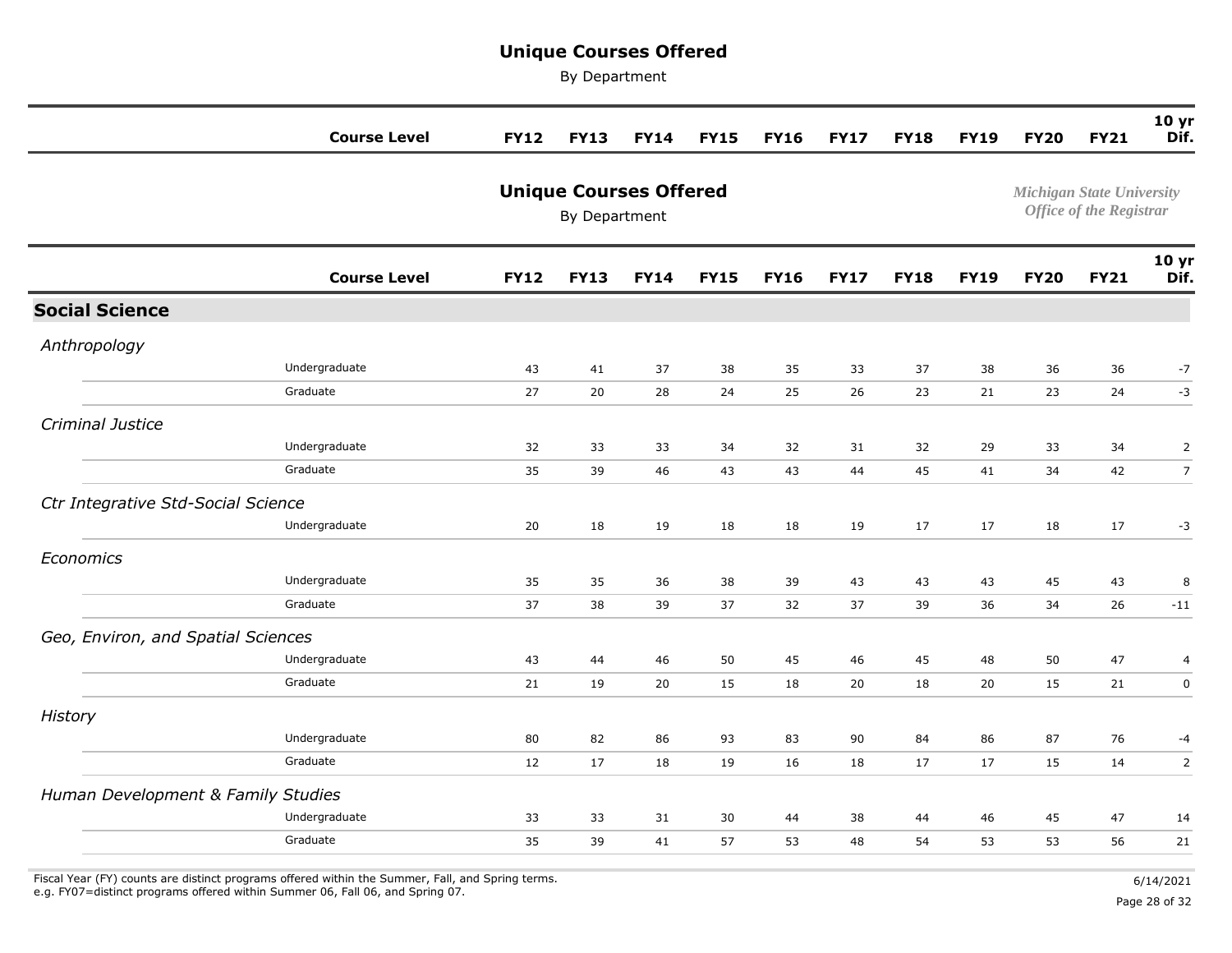# Unique Courses Offered

By Department

*Michigan State University*
*Office of the Registrar*

| | Course Level | FY12 | FY13 | FY14 | FY15 | FY16 | FY17 | FY18 | FY19 | FY20 | FY21 | 10 yr Dif. |
|---|---|---|---|---|---|---|---|---|---|---|---|---|
| **Social Science** | | | | | | | | | | | | |
| *Anthropology* | | | | | | | | | | | | |
| | Undergraduate | 43 | 41 | 37 | 38 | 35 | 33 | 37 | 38 | 36 | 36 | -7 |
| | Graduate | 27 | 20 | 28 | 24 | 25 | 26 | 23 | 21 | 23 | 24 | -3 |
| *Criminal Justice* | | | | | | | | | | | | |
| | Undergraduate | 32 | 33 | 33 | 34 | 32 | 31 | 32 | 29 | 33 | 34 | 2 |
| | Graduate | 35 | 39 | 46 | 43 | 43 | 44 | 45 | 41 | 34 | 42 | 7 |
| *Ctr Integrative Std-Social Science* | | | | | | | | | | | | |
| | Undergraduate | 20 | 18 | 19 | 18 | 18 | 19 | 17 | 17 | 18 | 17 | -3 |
| *Economics* | | | | | | | | | | | | |
| | Undergraduate | 35 | 35 | 36 | 38 | 39 | 43 | 43 | 43 | 45 | 43 | 8 |
| | Graduate | 37 | 38 | 39 | 37 | 32 | 37 | 39 | 36 | 34 | 26 | -11 |
| *Geo, Environ, and Spatial Sciences* | | | | | | | | | | | | |
| | Undergraduate | 43 | 44 | 46 | 50 | 45 | 46 | 45 | 48 | 50 | 47 | 4 |
| | Graduate | 21 | 19 | 20 | 15 | 18 | 20 | 18 | 20 | 15 | 21 | 0 |
| *History* | | | | | | | | | | | | |
| | Undergraduate | 80 | 82 | 86 | 93 | 83 | 90 | 84 | 86 | 87 | 76 | -4 |
| | Graduate | 12 | 17 | 18 | 19 | 16 | 18 | 17 | 17 | 15 | 14 | 2 |
| *Human Development & Family Studies* | | | | | | | | | | | | |
| | Undergraduate | 33 | 33 | 31 | 30 | 44 | 38 | 44 | 46 | 45 | 47 | 14 |
| | Graduate | 35 | 39 | 41 | 57 | 53 | 48 | 54 | 53 | 53 | 56 | 21 |

Fiscal Year (FY) counts are distinct programs offered within the Summer, Fall, and Spring terms.
e.g. FY07=distinct programs offered within Summer 06, Fall 06, and Spring 07.

6/14/2021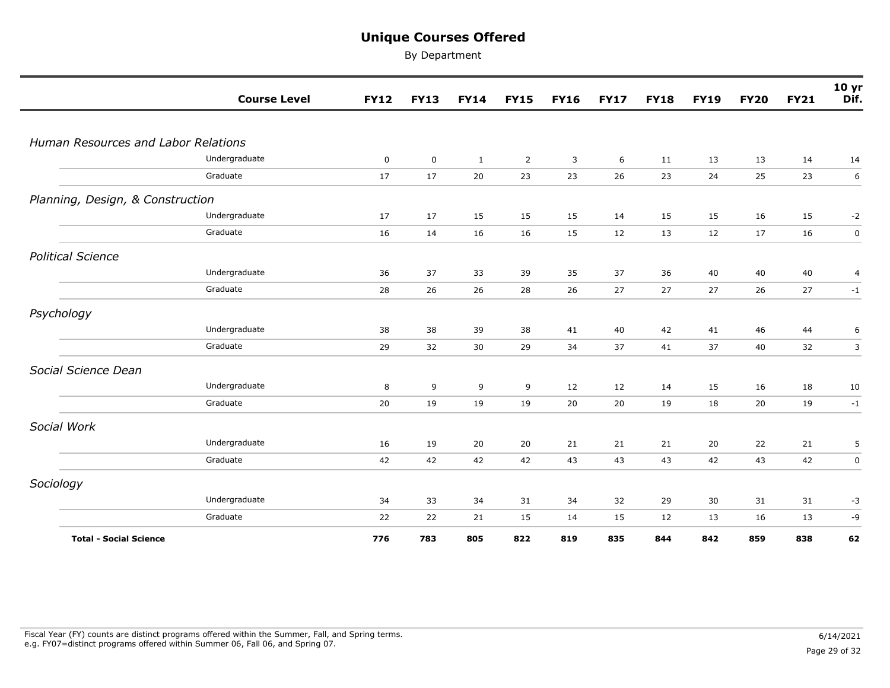# Unique Courses Offered

By Department

| | Course Level | FY12 | FY13 | FY14 | FY15 | FY16 | FY17 | FY18 | FY19 | FY20 | FY21 | 10 yr Dif. |
|---|---|---|---|---|---|---|---|---|---|---|---|---|
| *Human Resources and Labor Relations* | | | | | | | | | | | | |
| | Undergraduate | 0 | 0 | 1 | 2 | 3 | 6 | 11 | 13 | 13 | 14 | 14 |
| | Graduate | 17 | 17 | 20 | 23 | 23 | 26 | 23 | 24 | 25 | 23 | 6 |
| *Planning, Design, & Construction* | | | | | | | | | | | | |
| | Undergraduate | 17 | 17 | 15 | 15 | 15 | 14 | 15 | 15 | 16 | 15 | -2 |
| | Graduate | 16 | 14 | 16 | 16 | 15 | 12 | 13 | 12 | 17 | 16 | 0 |
| *Political Science* | | | | | | | | | | | | |
| | Undergraduate | 36 | 37 | 33 | 39 | 35 | 37 | 36 | 40 | 40 | 40 | 4 |
| | Graduate | 28 | 26 | 26 | 28 | 26 | 27 | 27 | 27 | 26 | 27 | -1 |
| *Psychology* | | | | | | | | | | | | |
| | Undergraduate | 38 | 38 | 39 | 38 | 41 | 40 | 42 | 41 | 46 | 44 | 6 |
| | Graduate | 29 | 32 | 30 | 29 | 34 | 37 | 41 | 37 | 40 | 32 | 3 |
| *Social Science Dean* | | | | | | | | | | | | |
| | Undergraduate | 8 | 9 | 9 | 9 | 12 | 12 | 14 | 15 | 16 | 18 | 10 |
| | Graduate | 20 | 19 | 19 | 19 | 20 | 20 | 19 | 18 | 20 | 19 | -1 |
| *Social Work* | | | | | | | | | | | | |
| | Undergraduate | 16 | 19 | 20 | 20 | 21 | 21 | 21 | 20 | 22 | 21 | 5 |
| | Graduate | 42 | 42 | 42 | 42 | 43 | 43 | 43 | 42 | 43 | 42 | 0 |
| *Sociology* | | | | | | | | | | | | |
| | Undergraduate | 34 | 33 | 34 | 31 | 34 | 32 | 29 | 30 | 31 | 31 | -3 |
| | Graduate | 22 | 22 | 21 | 15 | 14 | 15 | 12 | 13 | 16 | 13 | -9 |
| **Total - Social Science** | | **776** | **783** | **805** | **822** | **819** | **835** | **844** | **842** | **859** | **838** | **62** |

Fiscal Year (FY) counts are distinct programs offered within the Summer, Fall, and Spring terms.
e.g. FY07=distinct programs offered within Summer 06, Fall 06, and Spring 07.

6/14/2021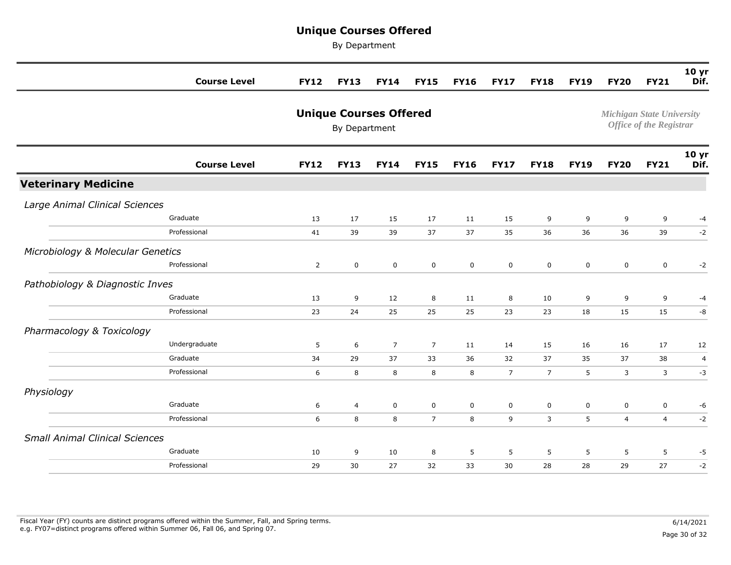# Unique Courses Offered

By Department

*Michigan State University*
*Office of the Registrar*

| | Course Level | FY12 | FY13 | FY14 | FY15 | FY16 | FY17 | FY18 | FY19 | FY20 | FY21 | 10 yr Dif. |
|---|---|---|---|---|---|---|---|---|---|---|---|---|
| **Veterinary Medicine** | | | | | | | | | | | | |
| *Large Animal Clinical Sciences* | | | | | | | | | | | | |
| | Graduate | 13 | 17 | 15 | 17 | 11 | 15 | 9 | 9 | 9 | 9 | -4 |
| | Professional | 41 | 39 | 39 | 37 | 37 | 35 | 36 | 36 | 36 | 39 | -2 |
| *Microbiology & Molecular Genetics* | | | | | | | | | | | | |
| | Professional | 2 | 0 | 0 | 0 | 0 | 0 | 0 | 0 | 0 | 0 | -2 |
| *Pathobiology & Diagnostic Inves* | | | | | | | | | | | | |
| | Graduate | 13 | 9 | 12 | 8 | 11 | 8 | 10 | 9 | 9 | 9 | -4 |
| | Professional | 23 | 24 | 25 | 25 | 25 | 23 | 23 | 18 | 15 | 15 | -8 |
| *Pharmacology & Toxicology* | | | | | | | | | | | | |
| | Undergraduate | 5 | 6 | 7 | 7 | 11 | 14 | 15 | 16 | 16 | 17 | 12 |
| | Graduate | 34 | 29 | 37 | 33 | 36 | 32 | 37 | 35 | 37 | 38 | 4 |
| | Professional | 6 | 8 | 8 | 8 | 8 | 7 | 7 | 5 | 3 | 3 | -3 |
| *Physiology* | | | | | | | | | | | | |
| | Graduate | 6 | 4 | 0 | 0 | 0 | 0 | 0 | 0 | 0 | 0 | -6 |
| | Professional | 6 | 8 | 8 | 7 | 8 | 9 | 3 | 5 | 4 | 4 | -2 |
| *Small Animal Clinical Sciences* | | | | | | | | | | | | |
| | Graduate | 10 | 9 | 10 | 8 | 5 | 5 | 5 | 5 | 5 | 5 | -5 |
| | Professional | 29 | 30 | 27 | 32 | 33 | 30 | 28 | 28 | 29 | 27 | -2 |

Fiscal Year (FY) counts are distinct programs offered within the Summer, Fall, and Spring terms.
e.g. FY07=distinct programs offered within Summer 06, Fall 06, and Spring 07.

6/14/2021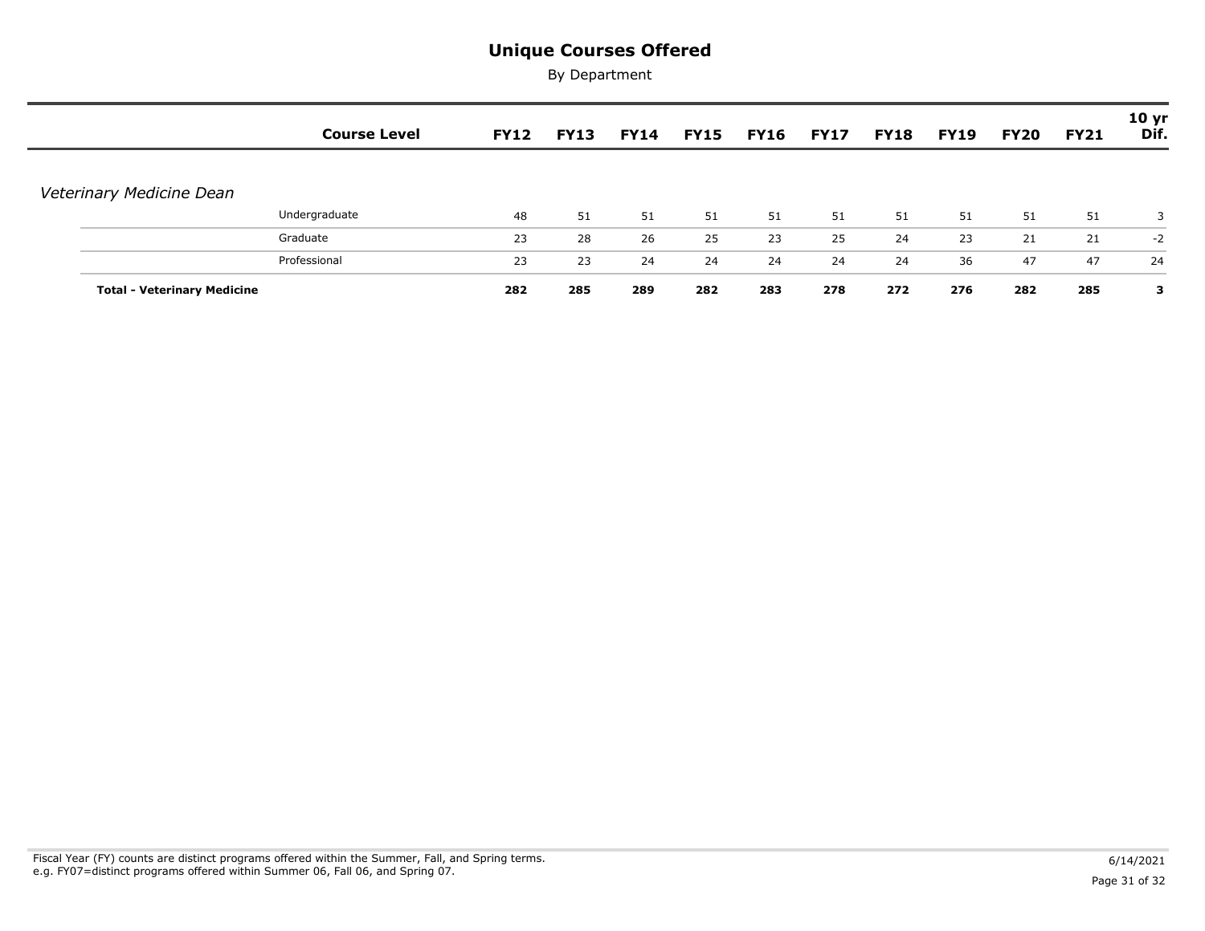# Unique Courses Offered

By Department

| | Course Level | FY12 | FY13 | FY14 | FY15 | FY16 | FY17 | FY18 | FY19 | FY20 | FY21 | 10 yr Dif. |
|---|---|---|---|---|---|---|---|---|---|---|---|---|
| *Veterinary Medicine Dean* | | | | | | | | | | | | |
| | Undergraduate | 48 | 51 | 51 | 51 | 51 | 51 | 51 | 51 | 51 | 51 | 3 |
| | Graduate | 23 | 28 | 26 | 25 | 23 | 25 | 24 | 23 | 21 | 21 | -2 |
| | Professional | 23 | 23 | 24 | 24 | 24 | 24 | 24 | 36 | 47 | 47 | 24 |
| **Total - Veterinary Medicine** | | **282** | **285** | **289** | **282** | **283** | **278** | **272** | **276** | **282** | **285** | **3** |

Fiscal Year (FY) counts are distinct programs offered within the Summer, Fall, and Spring terms.
e.g. FY07=distinct programs offered within Summer 06, Fall 06, and Spring 07.

6/14/2021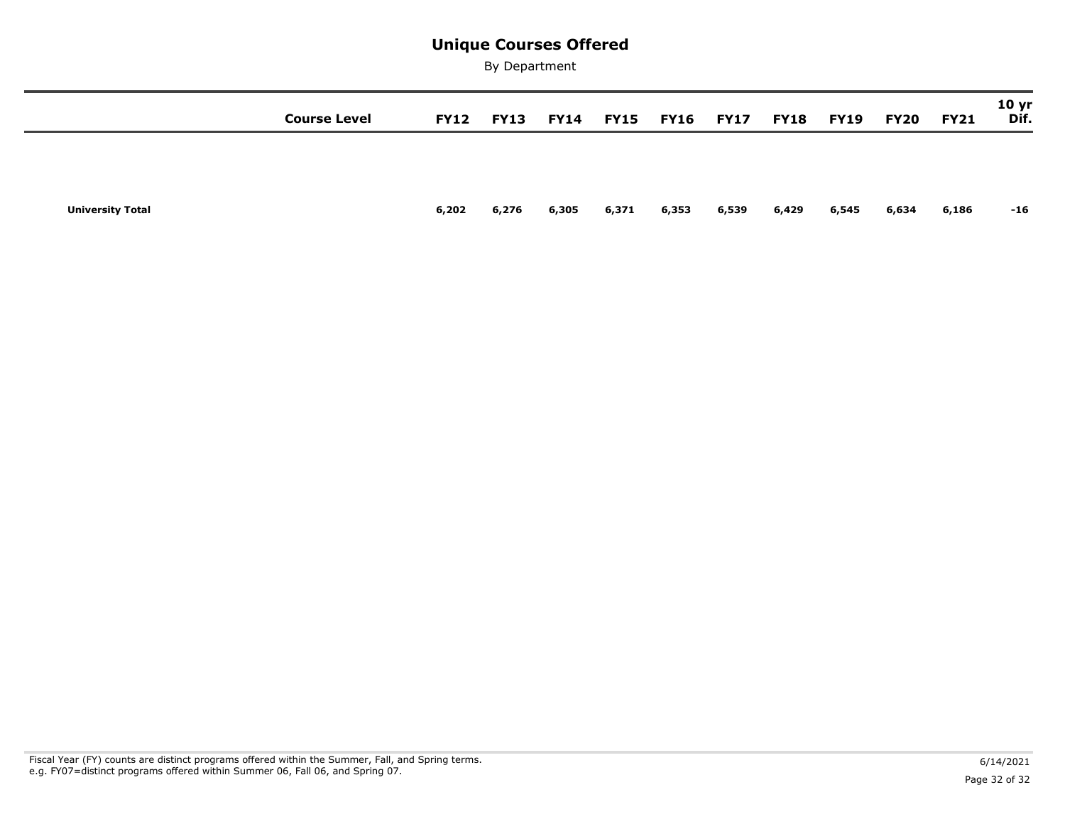# Unique Courses Offered

By Department

| | Course Level | FY12 | FY13 | FY14 | FY15 | FY16 | FY17 | FY18 | FY19 | FY20 | FY21 | 10 yr Dif. |
|---|---|---|---|---|---|---|---|---|---|---|---|---|
| **University Total** | | **6,202** | **6,276** | **6,305** | **6,371** | **6,353** | **6,539** | **6,429** | **6,545** | **6,634** | **6,186** | **-16** |

Fiscal Year (FY) counts are distinct programs offered within the Summer, Fall, and Spring terms.
e.g. FY07=distinct programs offered within Summer 06, Fall 06, and Spring 07.

6/14/2021